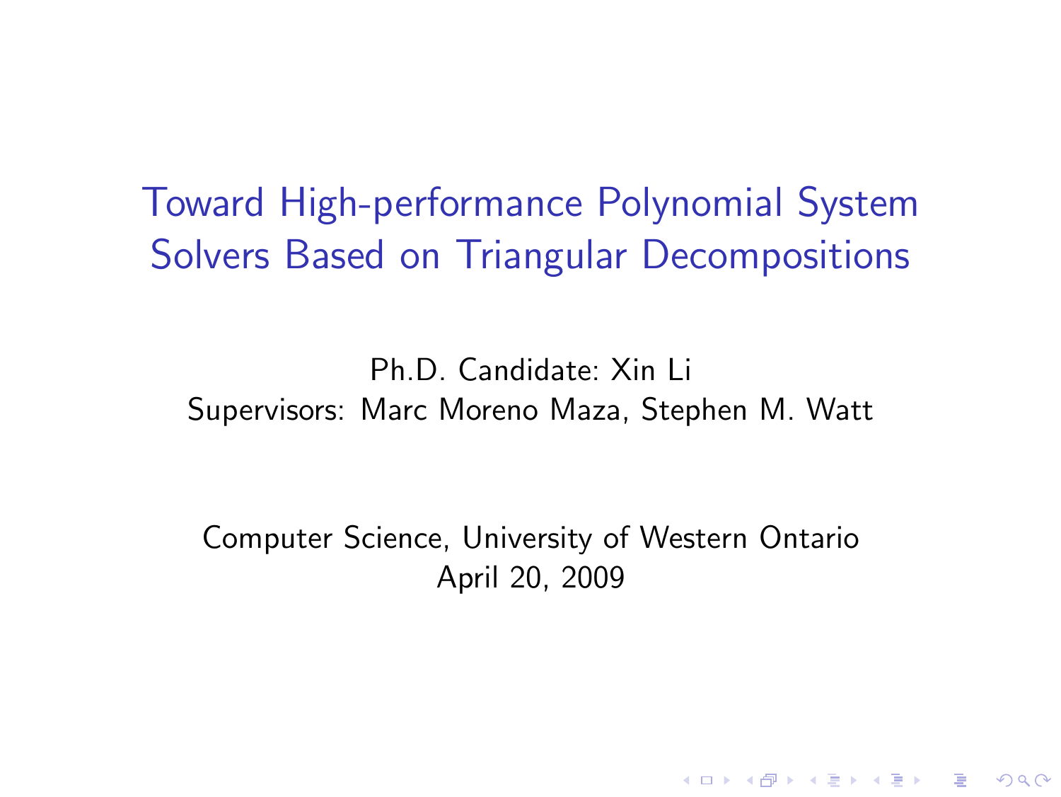# Toward High-performance Polynomial System Solvers Based on Triangular Decompositions

Ph.D. Candidate: Xin Li

Supervisors: Marc Moreno Maza, Stephen M. Watt

Computer Science, University of Western Ontario

April 20, 2009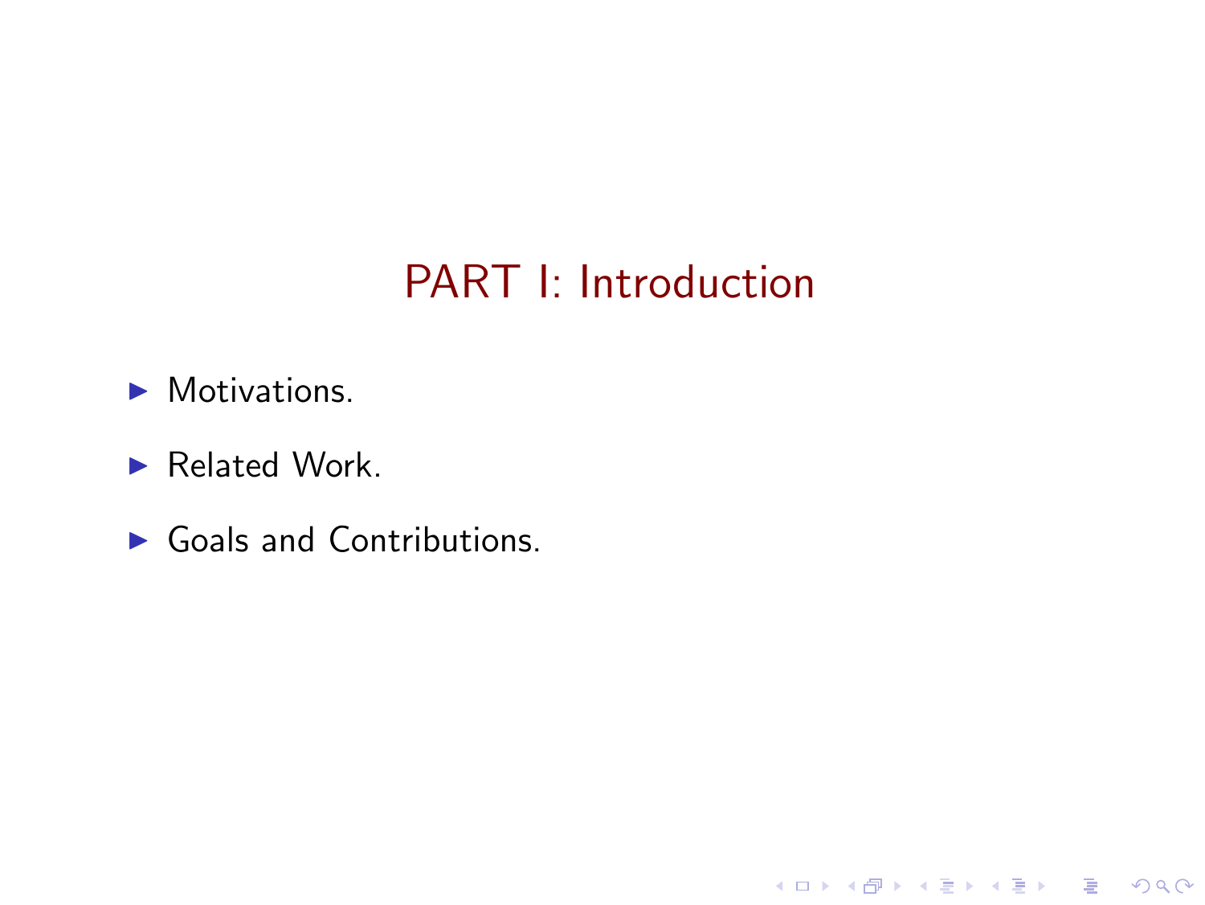# PART I: Introduction

- Motivations.
- Related Work.
- Goals and Contributions.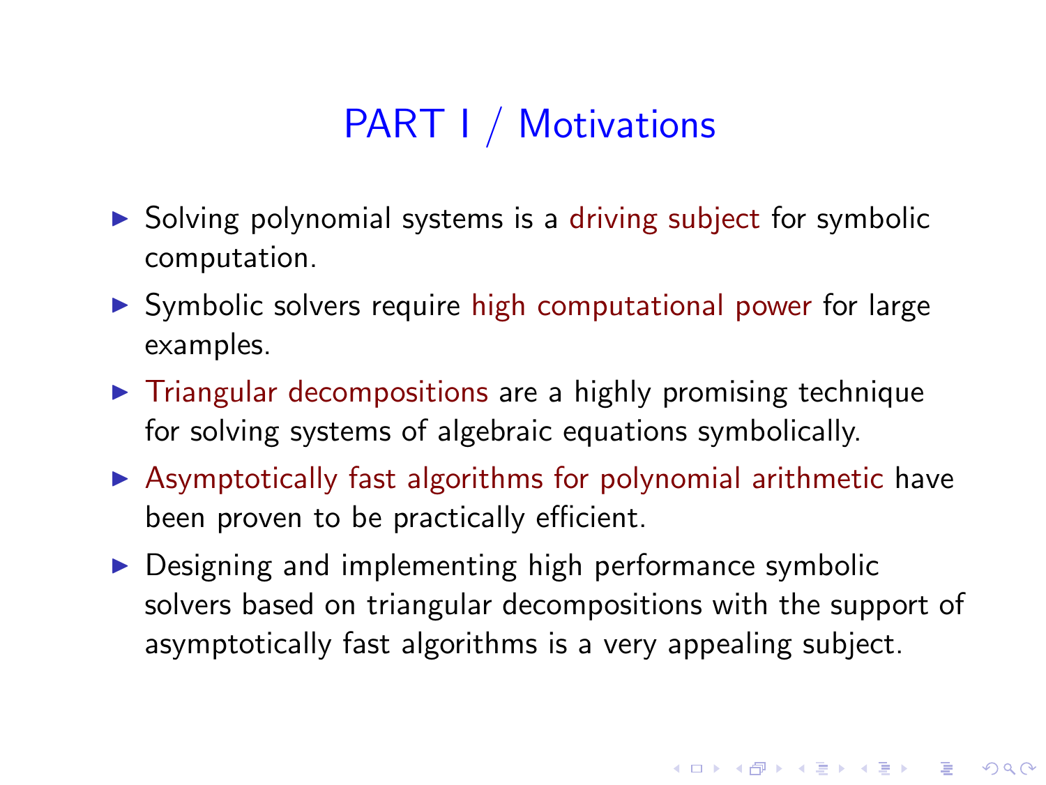# PART I / Motivations

- Solving polynomial systems is a driving subject for symbolic computation.
- Symbolic solvers require high computational power for large examples.
- Triangular decompositions are a highly promising technique for solving systems of algebraic equations symbolically.
- Asymptotically fast algorithms for polynomial arithmetic have been proven to be practically efficient.
- Designing and implementing high performance symbolic solvers based on triangular decompositions with the support of asymptotically fast algorithms is a very appealing subject.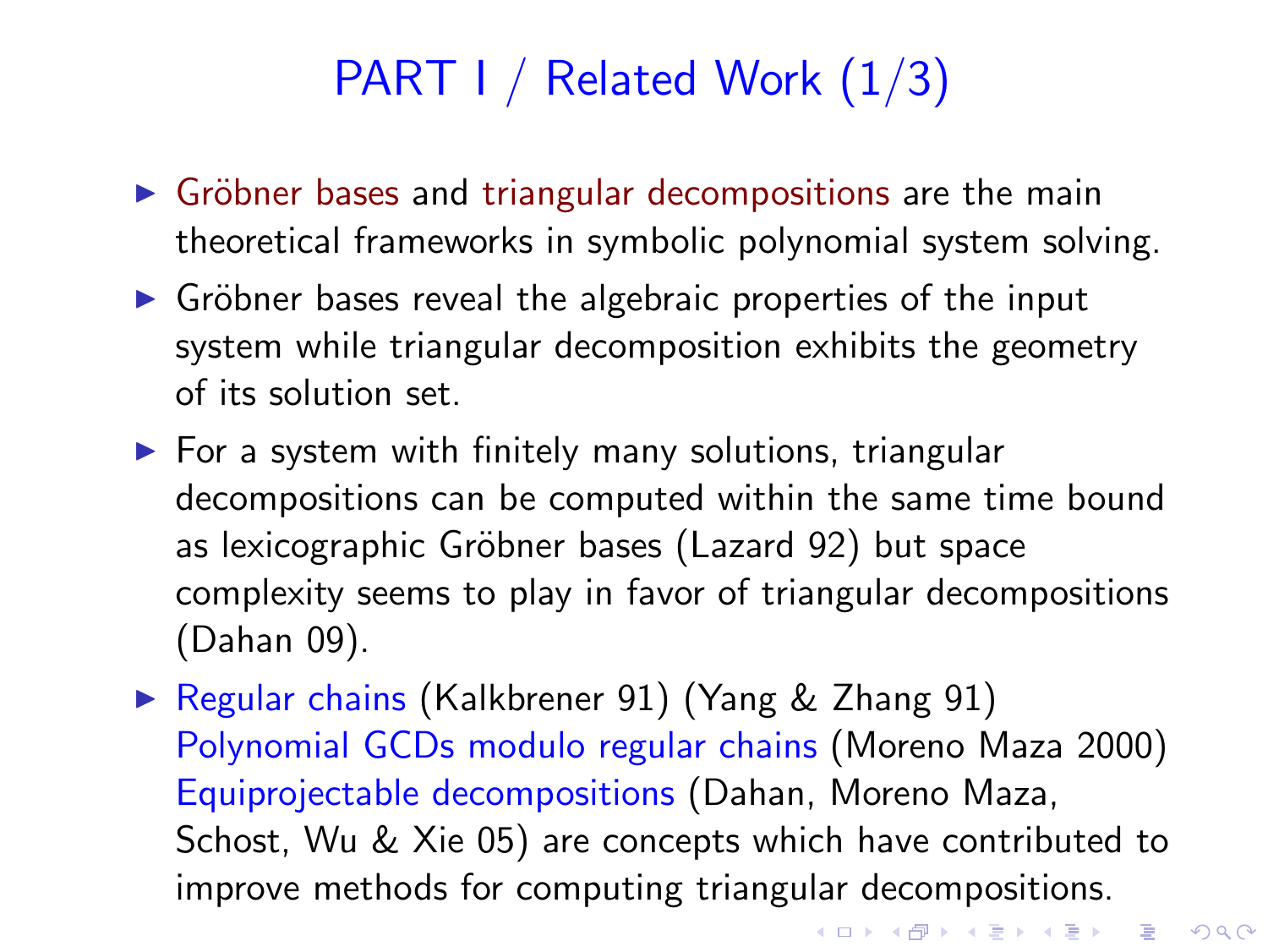# PART I / Related Work (1/3)

- Gröbner bases and triangular decompositions are the main theoretical frameworks in symbolic polynomial system solving.
- Gröbner bases reveal the algebraic properties of the input system while triangular decomposition exhibits the geometry of its solution set.
- For a system with finitely many solutions, triangular decompositions can be computed within the same time bound as lexicographic Gröbner bases (Lazard 92) but space complexity seems to play in favor of triangular decompositions (Dahan 09).
- Regular chains (Kalkbrener 91) (Yang & Zhang 91) Polynomial GCDs modulo regular chains (Moreno Maza 2000) Equiprojectable decompositions (Dahan, Moreno Maza, Schost, Wu & Xie 05) are concepts which have contributed to improve methods for computing triangular decompositions.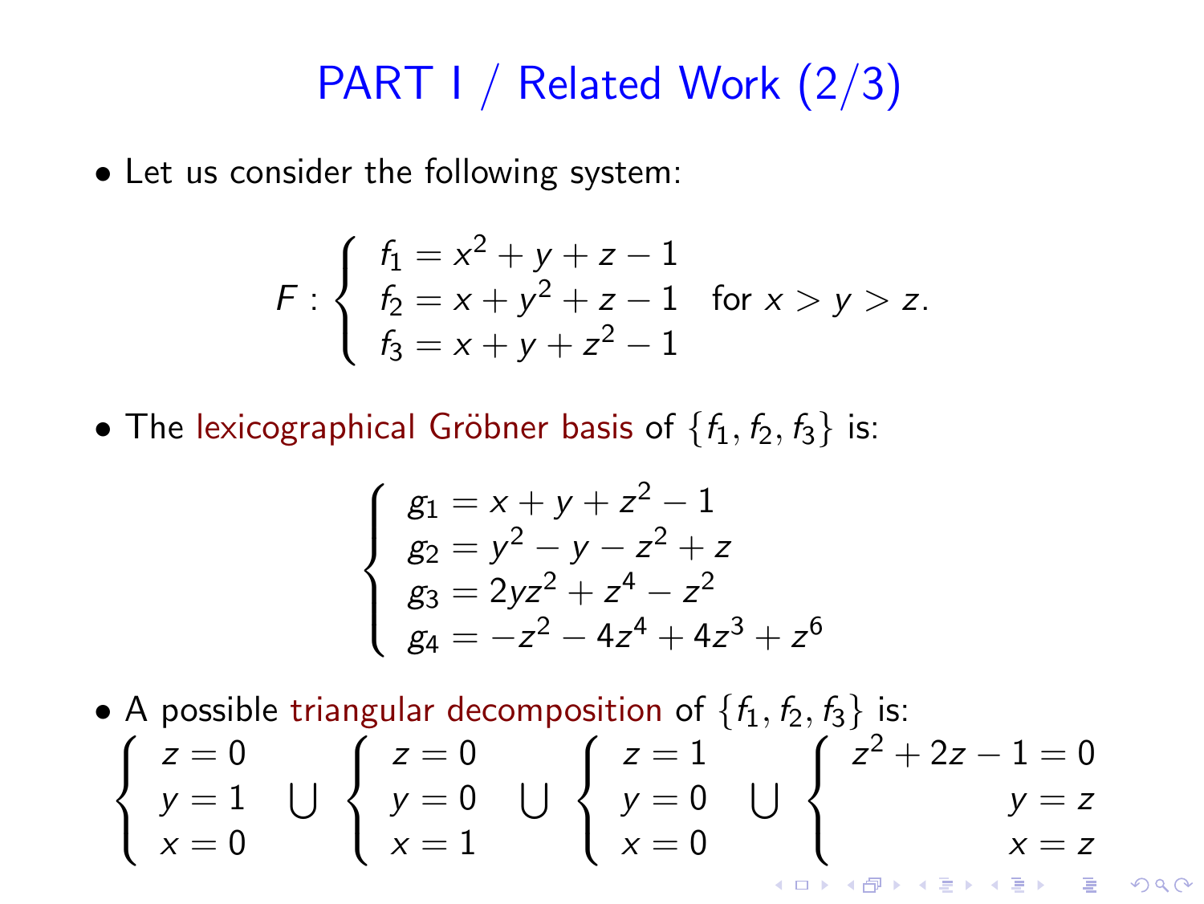# PART I / Related Work (2/3)

- Let us consider the following system:

$$F : \begin{cases} f_1 = x^2 + y + z - 1 \\ f_2 = x + y^2 + z - 1 \\ f_3 = x + y + z^2 - 1 \end{cases} \text{ for } x > y > z.$$

- The lexicographical Gröbner basis of $\{f_1, f_2, f_3\}$ is:

$$\begin{cases} g_1 = x + y + z^2 - 1 \\ g_2 = y^2 - y - z^2 + z \\ g_3 = 2yz^2 + z^4 - z^2 \\ g_4 = -z^2 - 4z^4 + 4z^3 + z^6 \end{cases}$$

- A possible triangular decomposition of $\{f_1, f_2, f_3\}$ is:

$$\begin{cases} z = 0 \\ y = 1 \\ x = 0 \end{cases} \bigcup \begin{cases} z = 0 \\ y = 0 \\ x = 1 \end{cases} \bigcup \begin{cases} z = 1 \\ y = 0 \\ x = 0 \end{cases} \bigcup \begin{cases} z^2 + 2z - 1 = 0 \\ y = z \\ x = z \end{cases}$$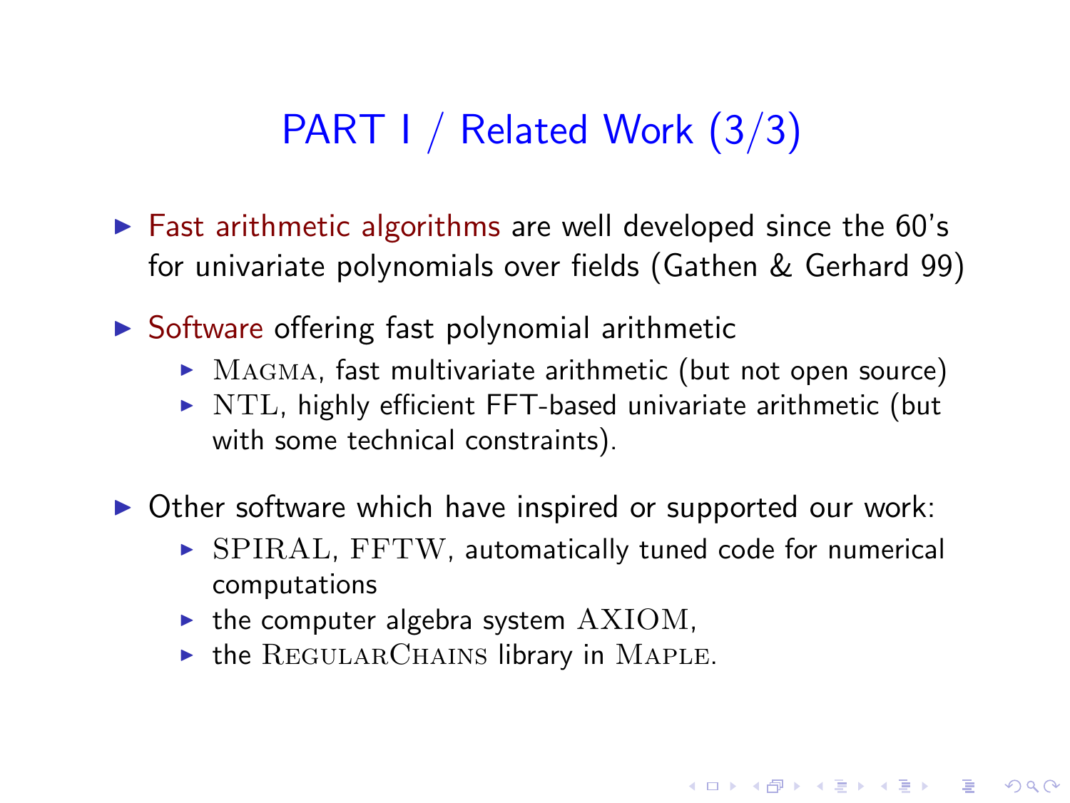# PART I / Related Work (3/3)

- Fast arithmetic algorithms are well developed since the 60's for univariate polynomials over fields (Gathen & Gerhard 99)
- Software offering fast polynomial arithmetic
  - MAGMA, fast multivariate arithmetic (but not open source)
  - NTL, highly efficient FFT-based univariate arithmetic (but with some technical constraints).
- Other software which have inspired or supported our work:
  - SPIRAL, FFTW, automatically tuned code for numerical computations
  - the computer algebra system AXIOM,
  - the REGULARCHAINS library in MAPLE.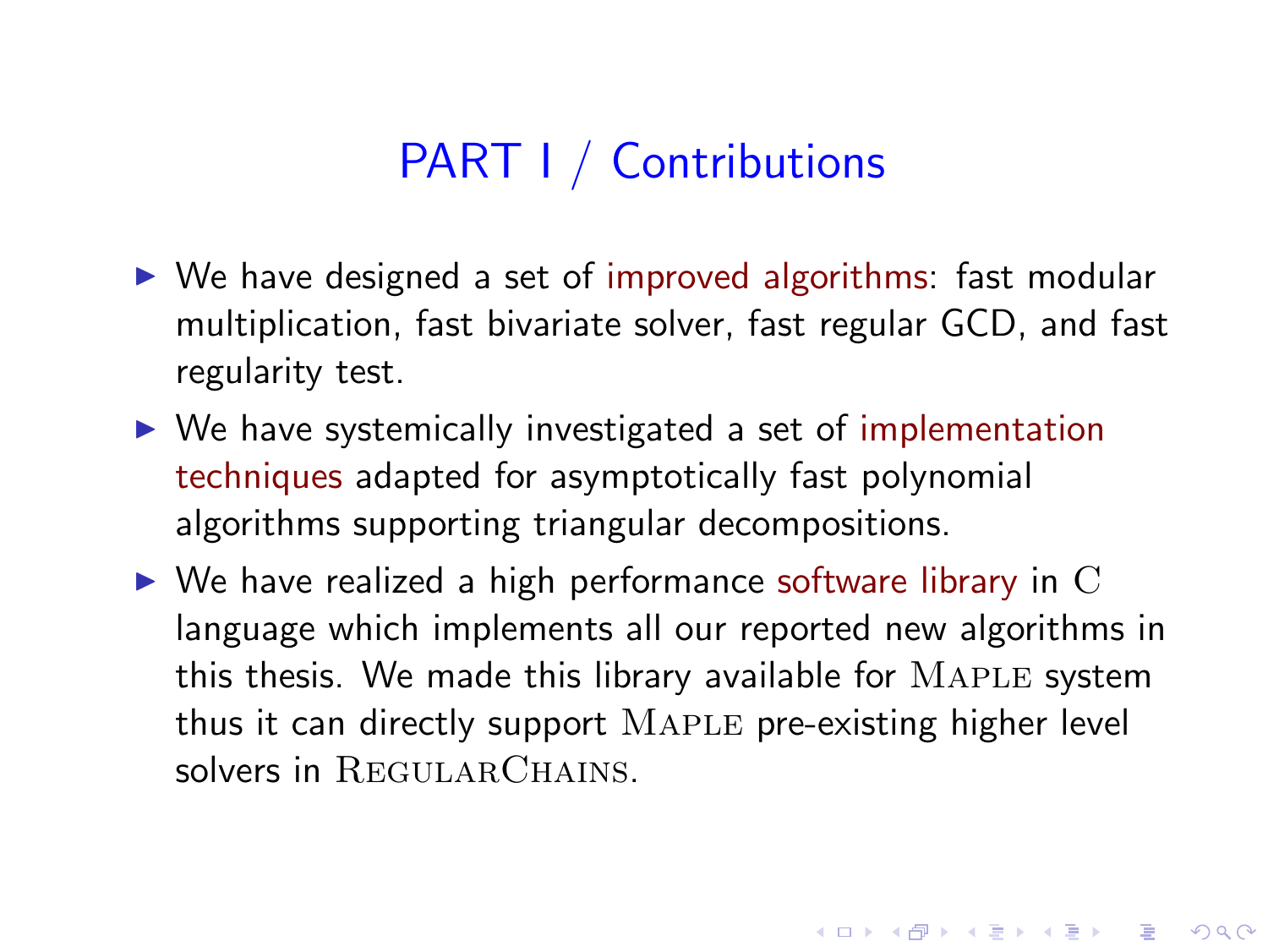# PART I / Contributions

- We have designed a set of improved algorithms: fast modular multiplication, fast bivariate solver, fast regular GCD, and fast regularity test.
- We have systemically investigated a set of implementation techniques adapted for asymptotically fast polynomial algorithms supporting triangular decompositions.
- We have realized a high performance software library in C language which implements all our reported new algorithms in this thesis. We made this library available for MAPLE system thus it can directly support MAPLE pre-existing higher level solvers in REGULARCHAINS.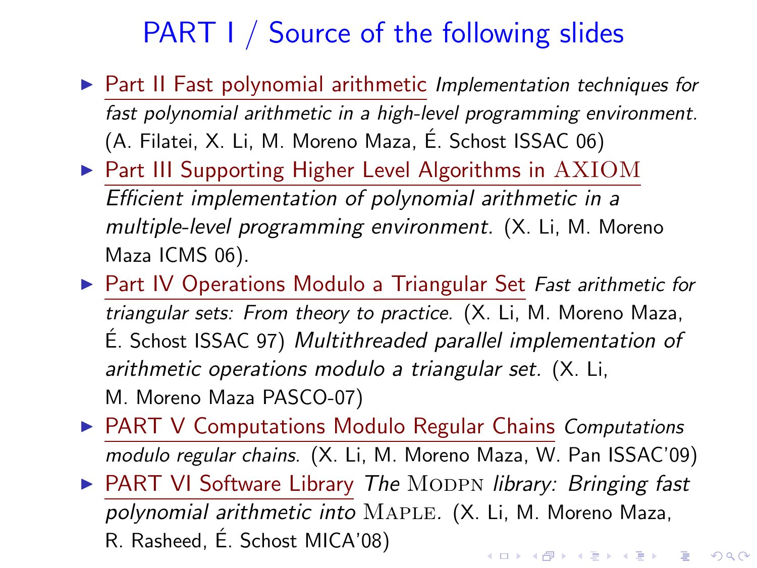# PART I / Source of the following slides

- Part II Fast polynomial arithmetic *Implementation techniques for fast polynomial arithmetic in a high-level programming environment.* (A. Filatei, X. Li, M. Moreno Maza, É. Schost ISSAC 06)
- Part III Supporting Higher Level Algorithms in AXIOM *Efficient implementation of polynomial arithmetic in a multiple-level programming environment.* (X. Li, M. Moreno Maza ICMS 06).
- Part IV Operations Modulo a Triangular Set *Fast arithmetic for triangular sets: From theory to practice.* (X. Li, M. Moreno Maza, É. Schost ISSAC 97) *Multithreaded parallel implementation of arithmetic operations modulo a triangular set.* (X. Li, M. Moreno Maza PASCO-07)
- PART V Computations Modulo Regular Chains *Computations modulo regular chains.* (X. Li, M. Moreno Maza, W. Pan ISSAC'09)
- PART VI Software Library *The* MODPN *library: Bringing fast polynomial arithmetic into* MAPLE. (X. Li, M. Moreno Maza, R. Rasheed, É. Schost MICA'08)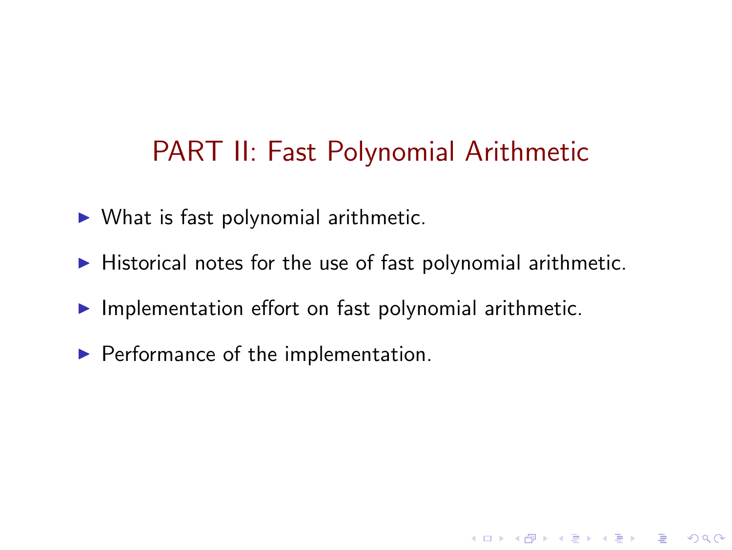# PART II: Fast Polynomial Arithmetic

- What is fast polynomial arithmetic.
- Historical notes for the use of fast polynomial arithmetic.
- Implementation effort on fast polynomial arithmetic.
- Performance of the implementation.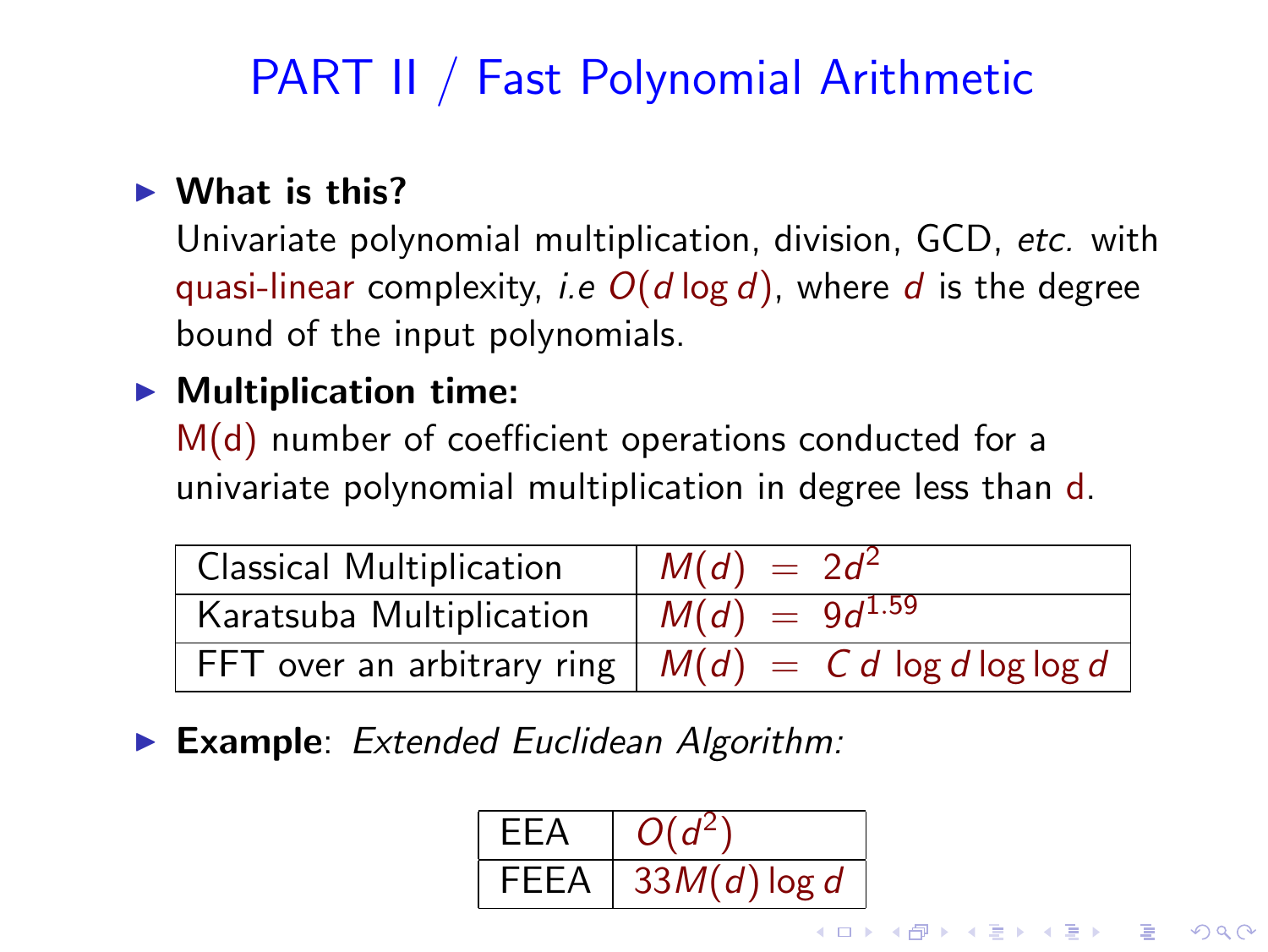# PART II / Fast Polynomial Arithmetic

- **What is this?**
  Univariate polynomial multiplication, division, GCD, *etc.* with quasi-linear complexity, *i.e* $O(d \log d)$, where $d$ is the degree bound of the input polynomials.

- **Multiplication time:**
  M(d) number of coefficient operations conducted for a univariate polynomial multiplication in degree less than d.

| | |
|---|---|
| Classical Multiplication | $M(d) = 2d^2$ |
| Karatsuba Multiplication | $M(d) = 9d^{1.59}$ |
| FFT over an arbitrary ring | $M(d) = C\, d \log d \log \log d$ |

- **Example**: *Extended Euclidean Algorithm:*

| | |
|---|---|
| EEA | $O(d^2)$ |
| FEEA | $33M(d) \log d$ |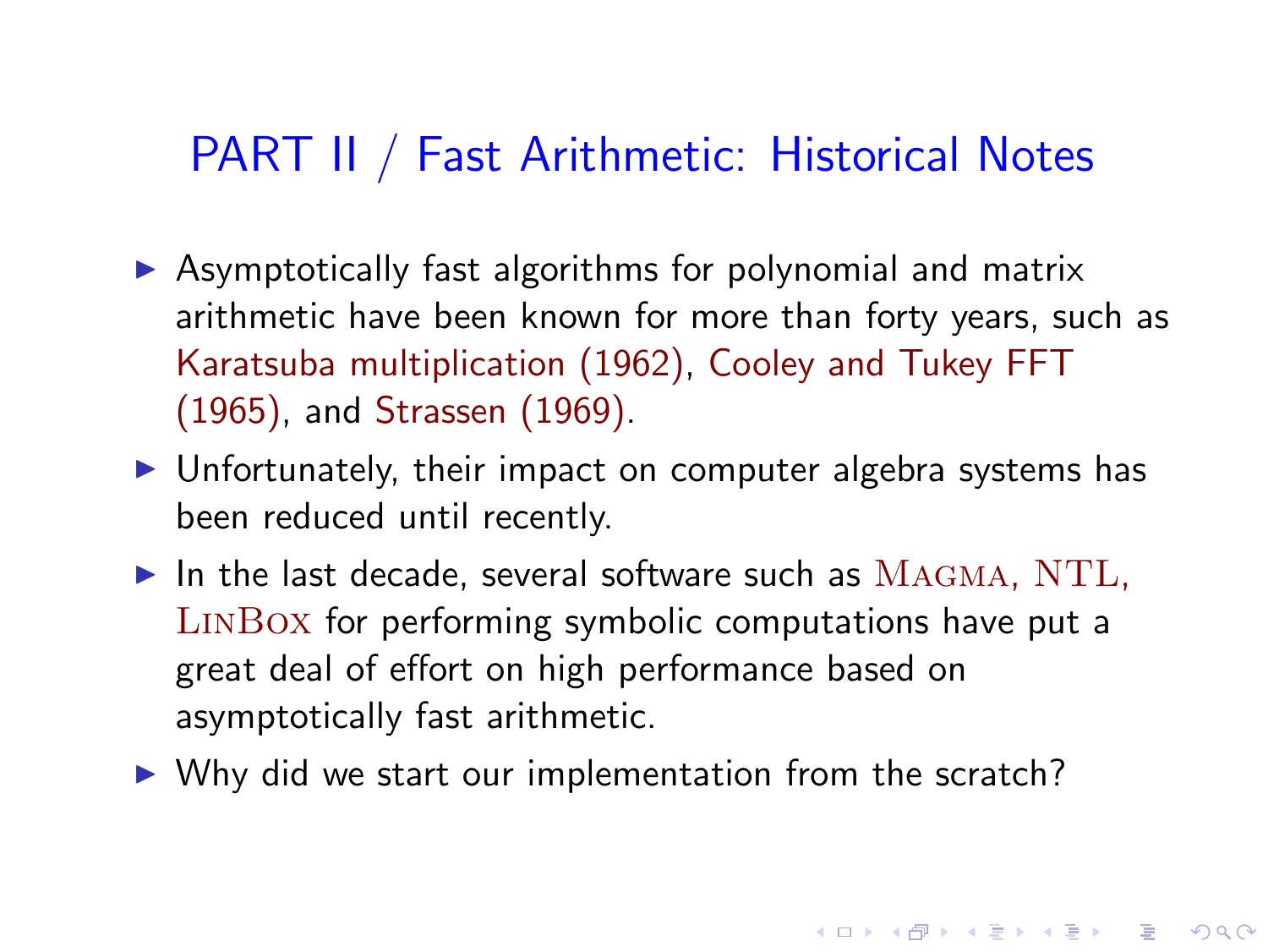# PART II / Fast Arithmetic: Historical Notes

- Asymptotically fast algorithms for polynomial and matrix arithmetic have been known for more than forty years, such as Karatsuba multiplication (1962), Cooley and Tukey FFT (1965), and Strassen (1969).
- Unfortunately, their impact on computer algebra systems has been reduced until recently.
- In the last decade, several software such as MAGMA, NTL, LINBOX for performing symbolic computations have put a great deal of effort on high performance based on asymptotically fast arithmetic.
- Why did we start our implementation from the scratch?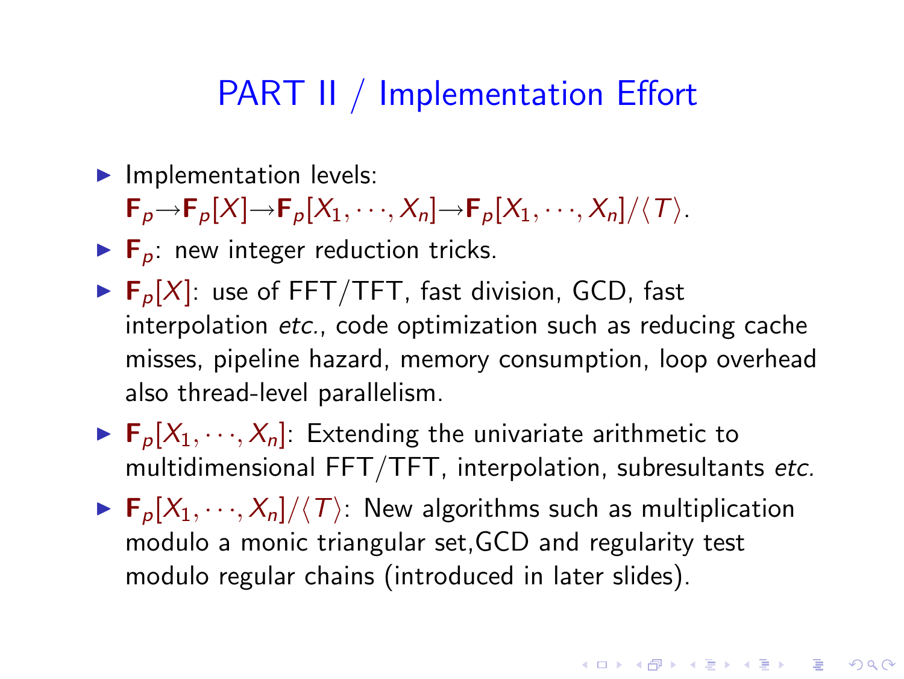# PART II / Implementation Effort

- Implementation levels: $\mathbf{F}_p \rightarrow \mathbf{F}_p[X] \rightarrow \mathbf{F}_p[X_1, \cdots, X_n] \rightarrow \mathbf{F}_p[X_1, \cdots, X_n]/\langle T \rangle$.
- $\mathbf{F}_p$: new integer reduction tricks.
- $\mathbf{F}_p[X]$: use of FFT/TFT, fast division, GCD, fast interpolation *etc.*, code optimization such as reducing cache misses, pipeline hazard, memory consumption, loop overhead also thread-level parallelism.
- $\mathbf{F}_p[X_1, \cdots, X_n]$: Extending the univariate arithmetic to multidimensional FFT/TFT, interpolation, subresultants *etc.*
- $\mathbf{F}_p[X_1, \cdots, X_n]/\langle T \rangle$: New algorithms such as multiplication modulo a monic triangular set,GCD and regularity test modulo regular chains (introduced in later slides).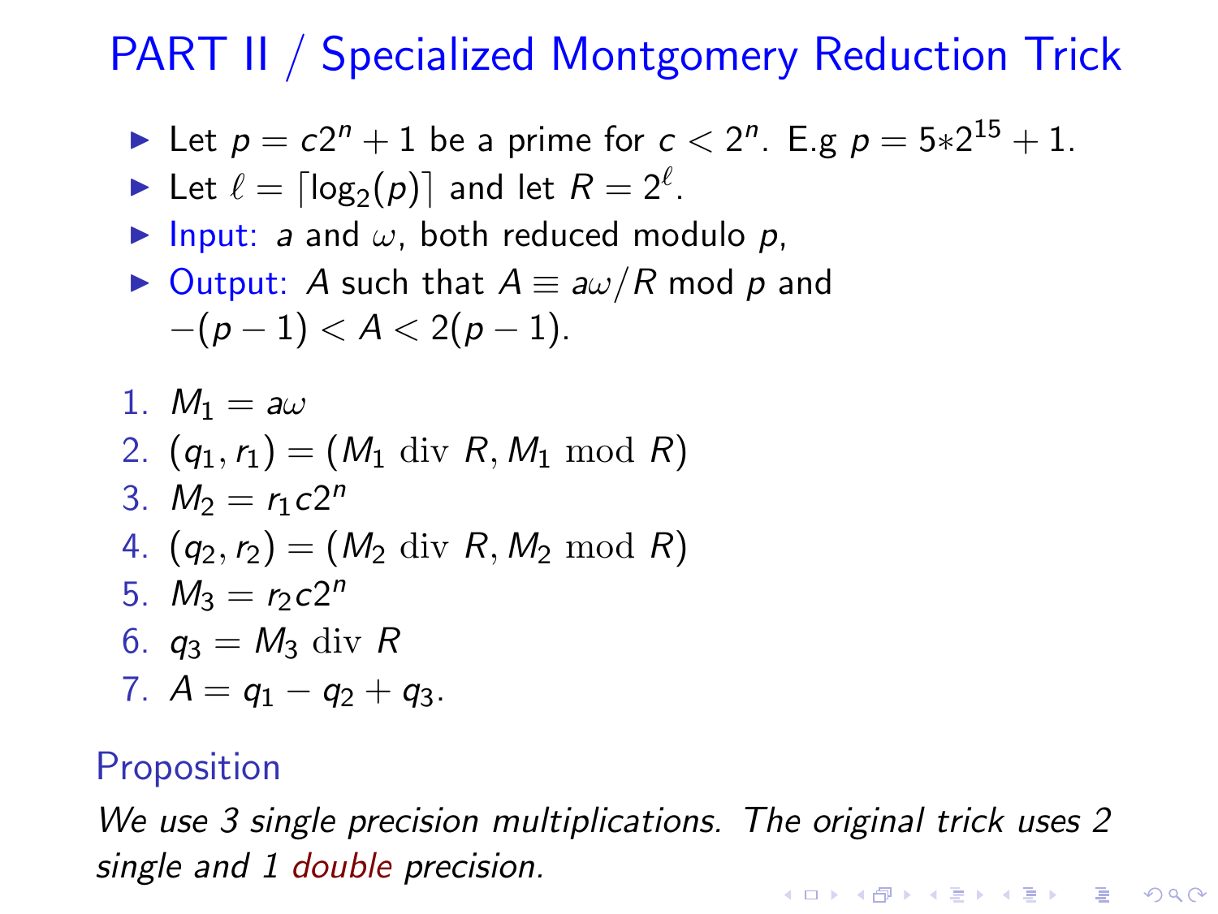# PART II / Specialized Montgomery Reduction Trick

- Let $p = c2^n + 1$ be a prime for $c < 2^n$. E.g $p = 5{*}2^{15} + 1$.
- Let $\ell = \lceil \log_2(p) \rceil$ and let $R = 2^\ell$.
- Input: $a$ and $\omega$, both reduced modulo $p$,
- Output: $A$ such that $A \equiv a\omega/R \bmod p$ and $-(p-1) < A < 2(p-1)$.

1. $M_1 = a\omega$
2. $(q_1, r_1) = (M_1 \operatorname{div} R, M_1 \bmod R)$
3. $M_2 = r_1 c 2^n$
4. $(q_2, r_2) = (M_2 \operatorname{div} R, M_2 \bmod R)$
5. $M_3 = r_2 c 2^n$
6. $q_3 = M_3 \operatorname{div} R$
7. $A = q_1 - q_2 + q_3$.

**Proposition**

*We use 3 single precision multiplications. The original trick uses 2 single and 1 double precision.*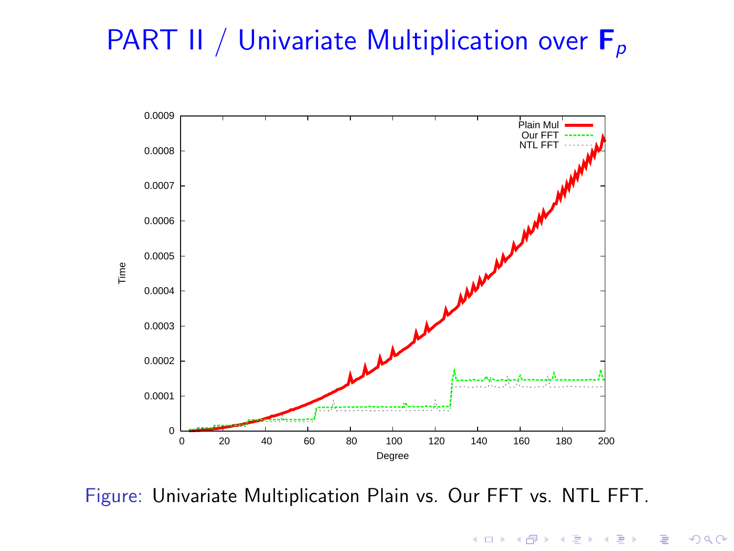# PART II / Univariate Multiplication over $\mathbf{F}_p$

Figure: Univariate Multiplication Plain vs. Our FFT vs. NTL FFT.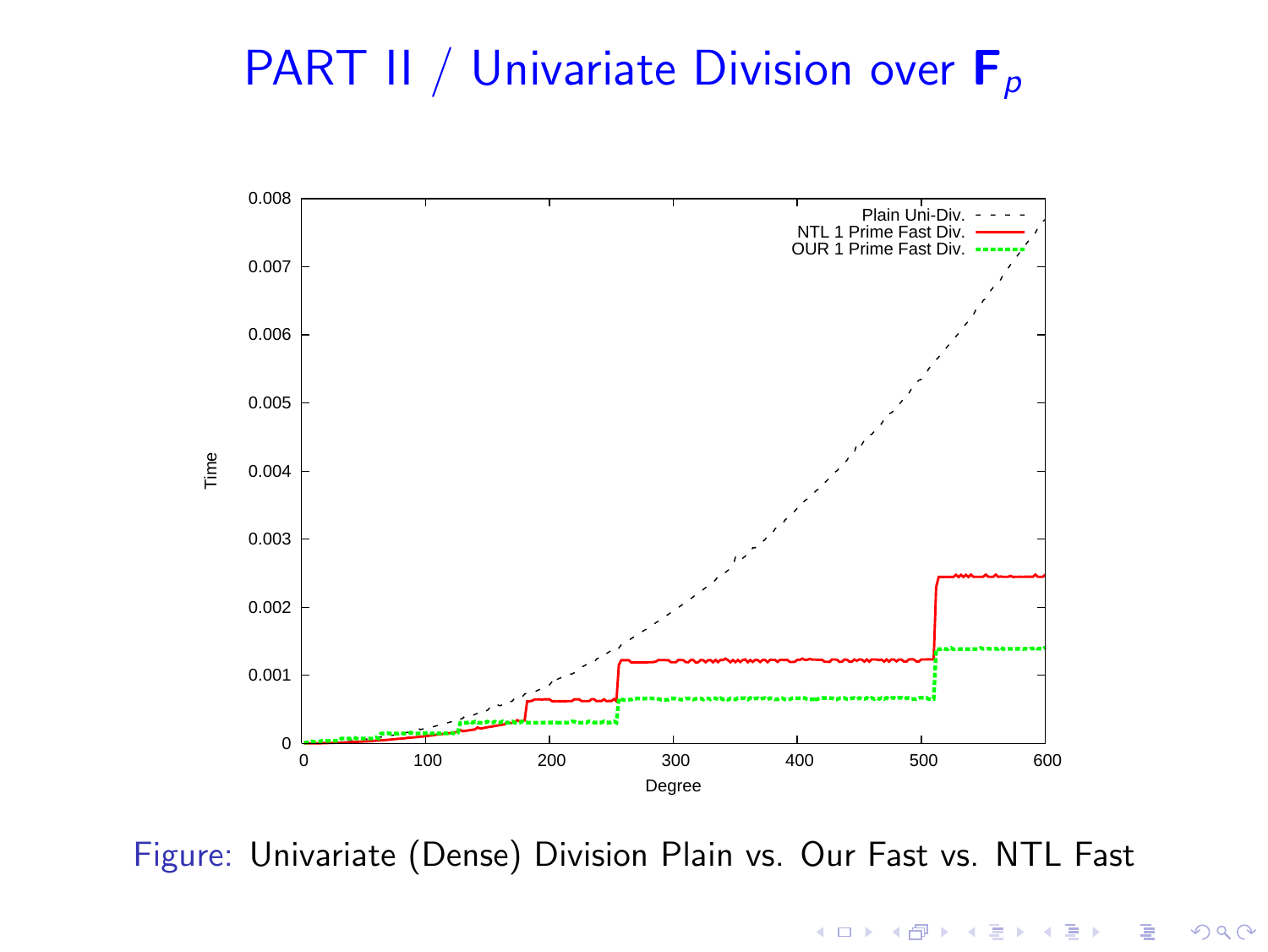# PART II / Univariate Division over $\mathbf{F}_p$

Figure: Univariate (Dense) Division Plain vs. Our Fast vs. NTL Fast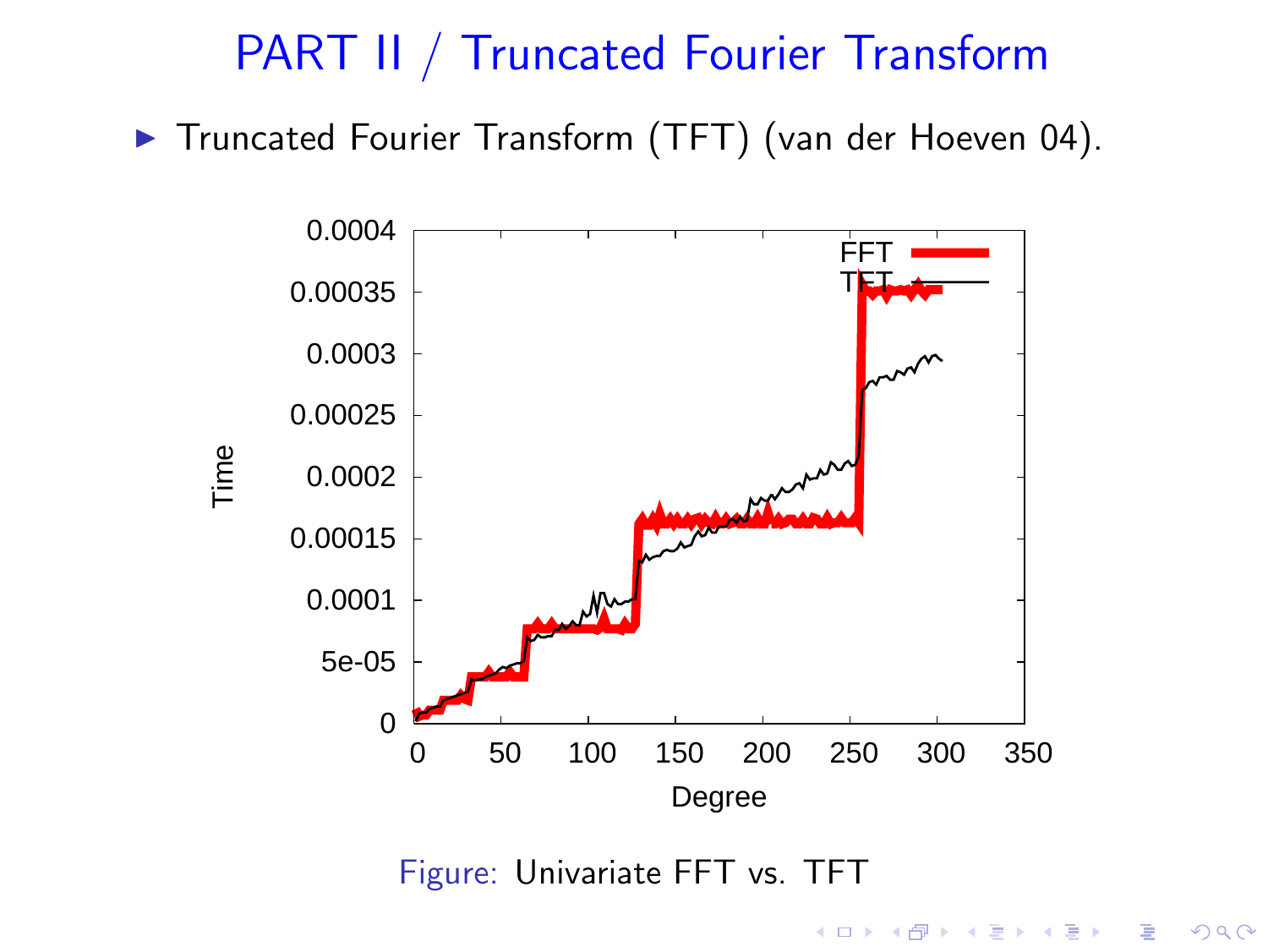# PART II / Truncated Fourier Transform

- Truncated Fourier Transform (TFT) (van der Hoeven 04).

Figure: Univariate FFT vs. TFT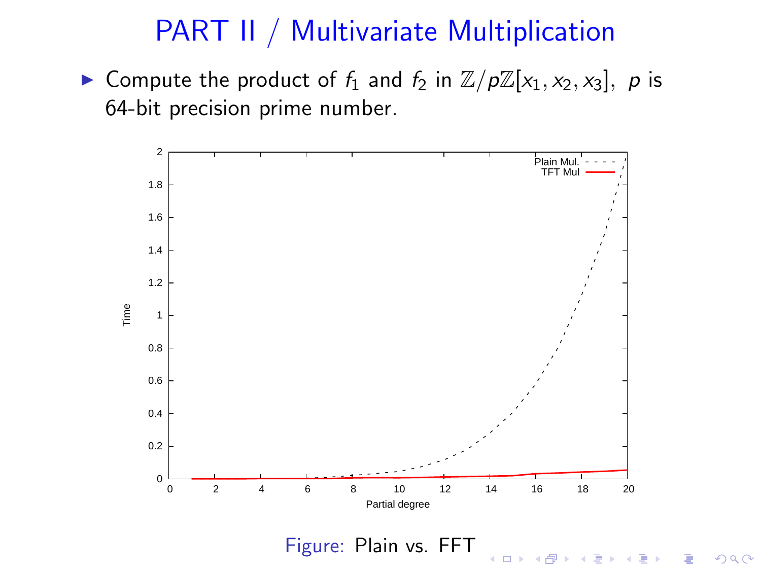# PART II / Multivariate Multiplication

- Compute the product of $f_1$ and $f_2$ in $\mathbb{Z}/p\mathbb{Z}[x_1, x_2, x_3]$, $p$ is 64-bit precision prime number.

Figure: Plain vs. FFT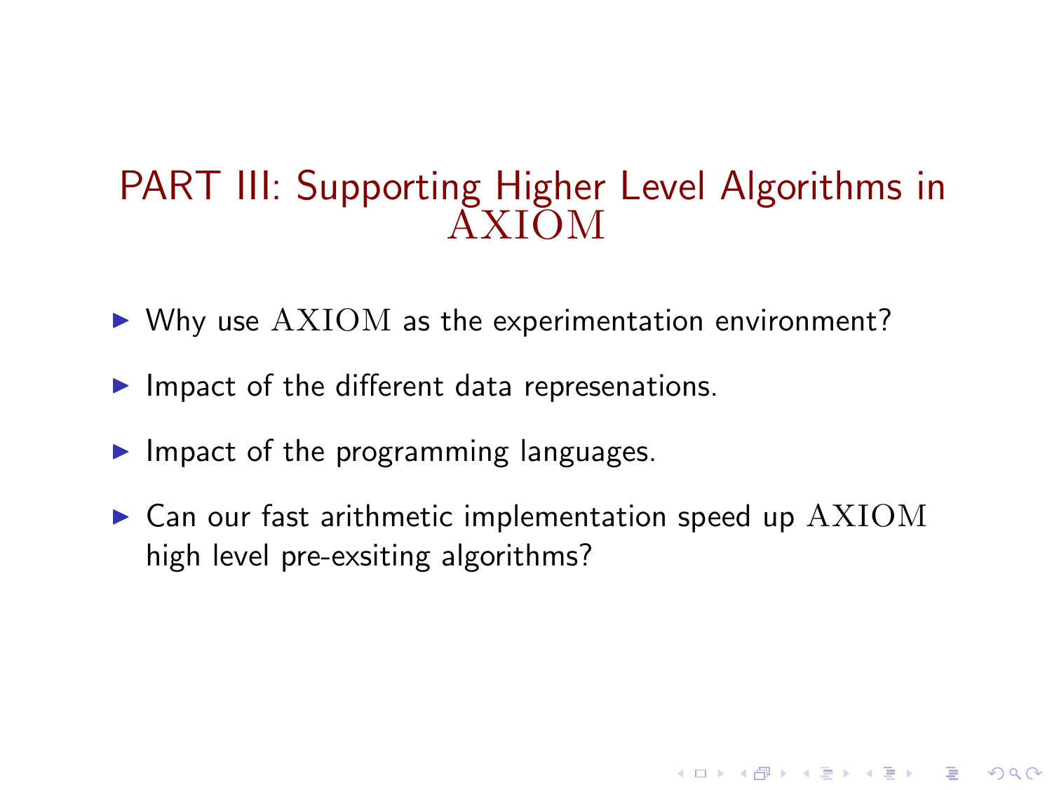# PART III: Supporting Higher Level Algorithms in AXIOM

- Why use AXIOM as the experimentation environment?
- Impact of the different data represenations.
- Impact of the programming languages.
- Can our fast arithmetic implementation speed up AXIOM high level pre-exsiting algorithms?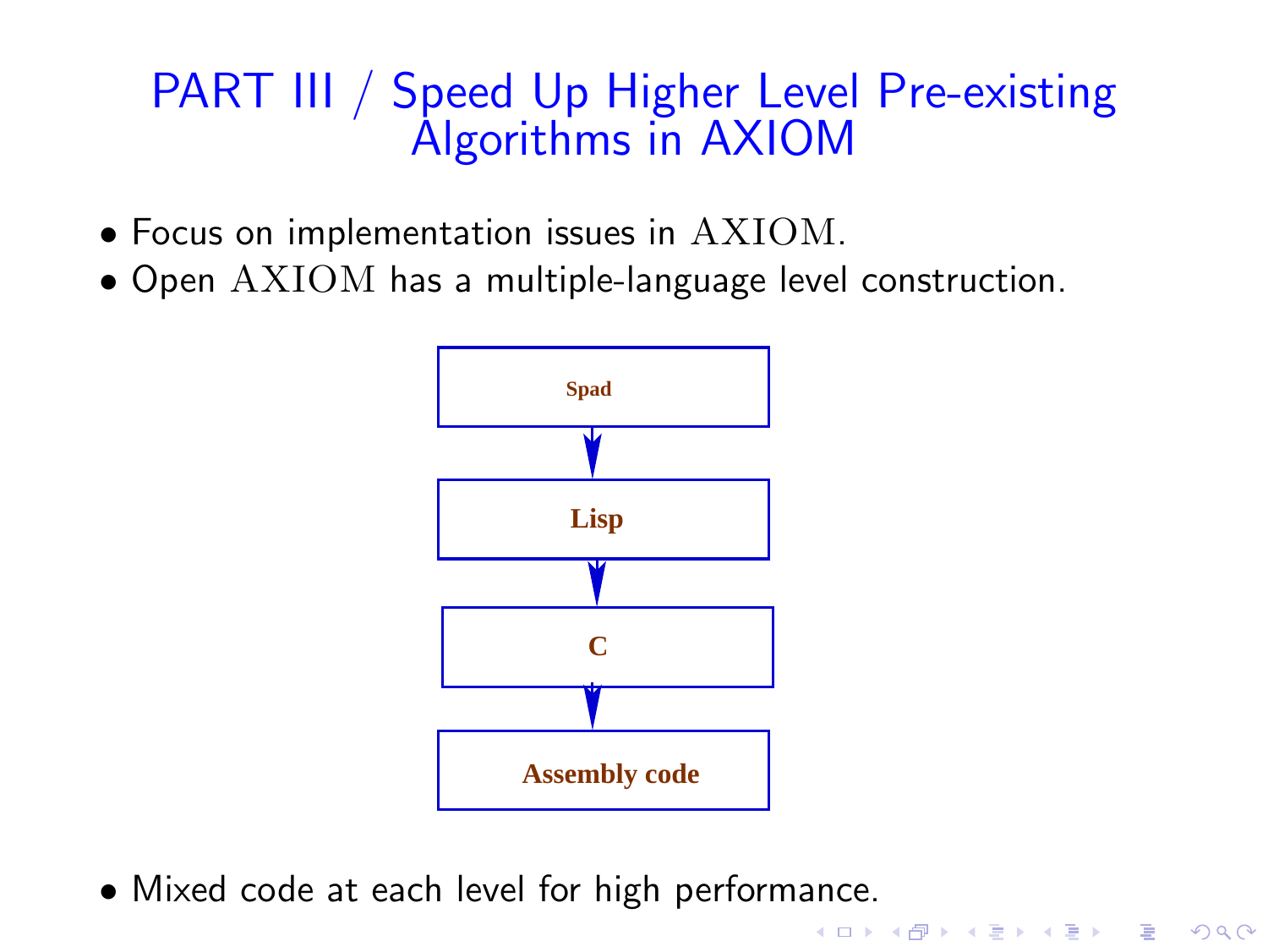# PART III / Speed Up Higher Level Pre-existing Algorithms in AXIOM

- Focus on implementation issues in AXIOM.
- Open AXIOM has a multiple-language level construction.

Spad → Lisp → C → Assembly code

- Mixed code at each level for high performance.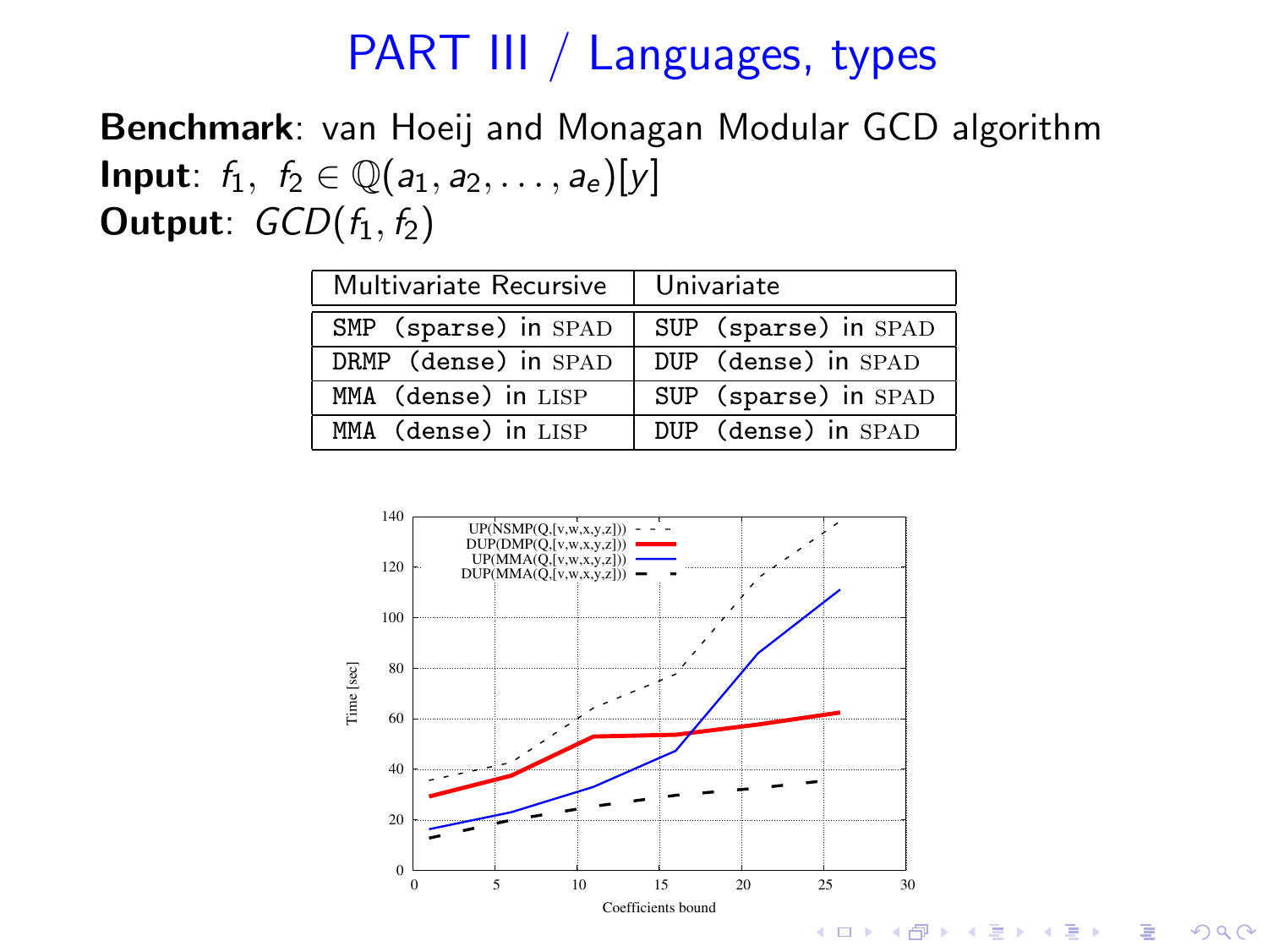# PART III / Languages, types

**Benchmark**: van Hoeij and Monagan Modular GCD algorithm
**Input**: $f_1,\ f_2 \in \mathbb{Q}(a_1, a_2, \ldots, a_e)[y]$
**Output**: $GCD(f_1, f_2)$

| Multivariate Recursive | Univariate |
|---|---|
| SMP (sparse) in SPAD | SUP (sparse) in SPAD |
| DRMP (dense) in SPAD | DUP (dense) in SPAD |
| MMA (dense) in LISP | SUP (sparse) in SPAD |
| MMA (dense) in LISP | DUP (dense) in SPAD |

Legend: UP(NSMP(Q,[v,w,x,y,z])), DUP(DMP(Q,[v,w,x,y,z])), UP(MMA(Q,[v,w,x,y,z])), DUP(MMA(Q,[v,w,x,y,z]))

Y-axis: Time [sec] (0–140); X-axis: Coefficients bound (0–30)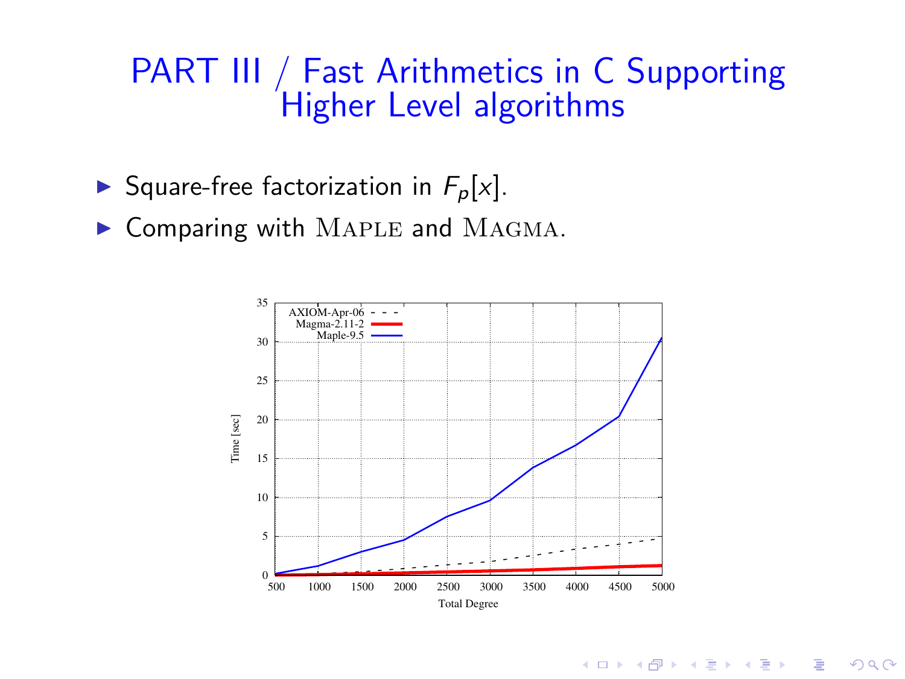# PART III / Fast Arithmetics in C Supporting Higher Level algorithms

- Square-free factorization in $F_p[x]$.
- Comparing with MAPLE and MAGMA.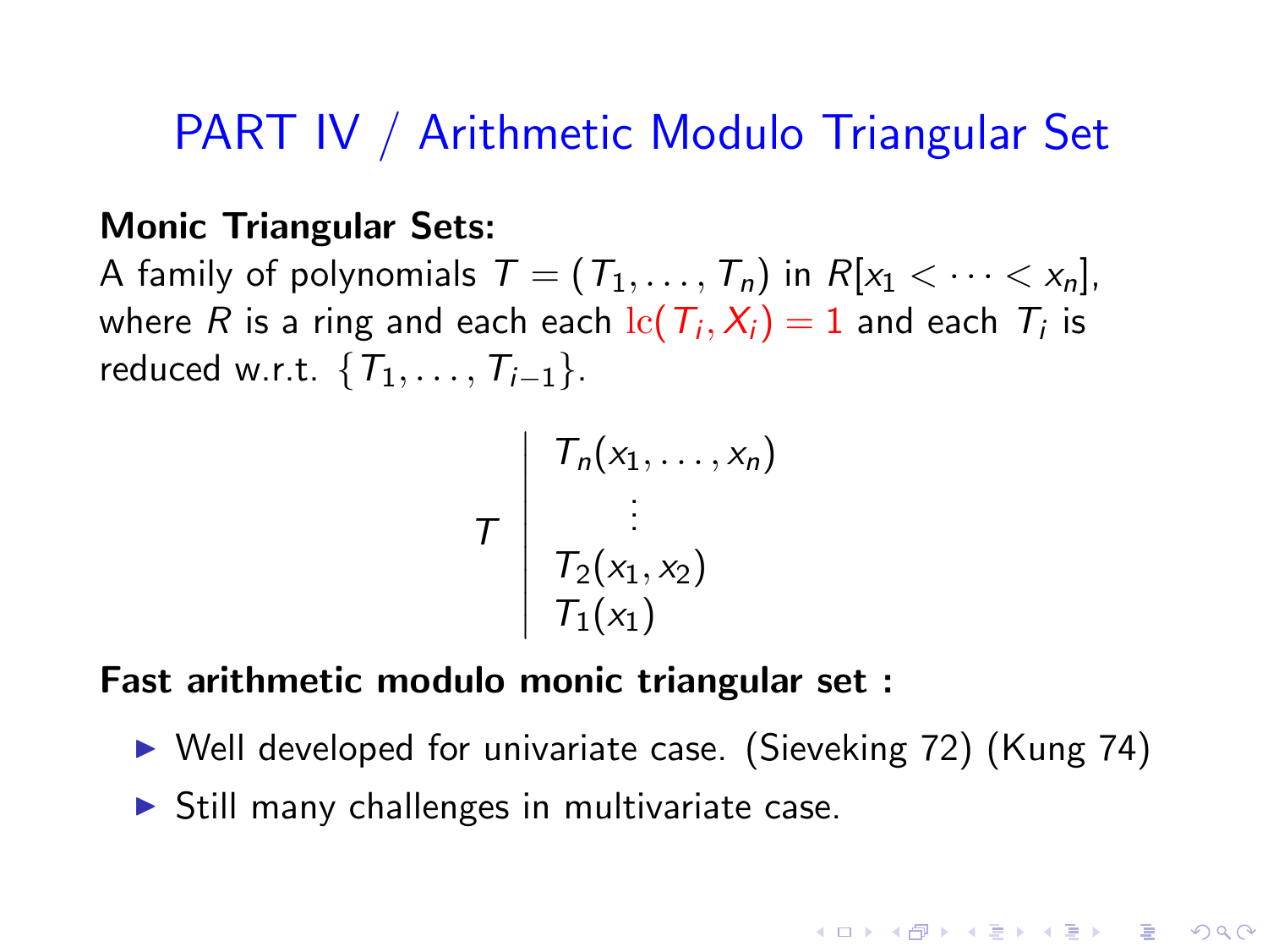# PART IV / Arithmetic Modulo Triangular Set

**Monic Triangular Sets:**
A family of polynomials $T = (T_1, \ldots, T_n)$ in $R[x_1 < \cdots < x_n]$, where $R$ is a ring and each each $\mathrm{lc}(T_i, X_i) = 1$ and each $T_i$ is reduced w.r.t. $\{T_1, \ldots, T_{i-1}\}$.

$$
T \left|
\begin{array}{l}
T_n(x_1, \ldots, x_n) \\
\quad\quad \vdots \\
T_2(x_1, x_2) \\
T_1(x_1)
\end{array}
\right.
$$

**Fast arithmetic modulo monic triangular set :**

- Well developed for univariate case. (Sieveking 72) (Kung 74)
- Still many challenges in multivariate case.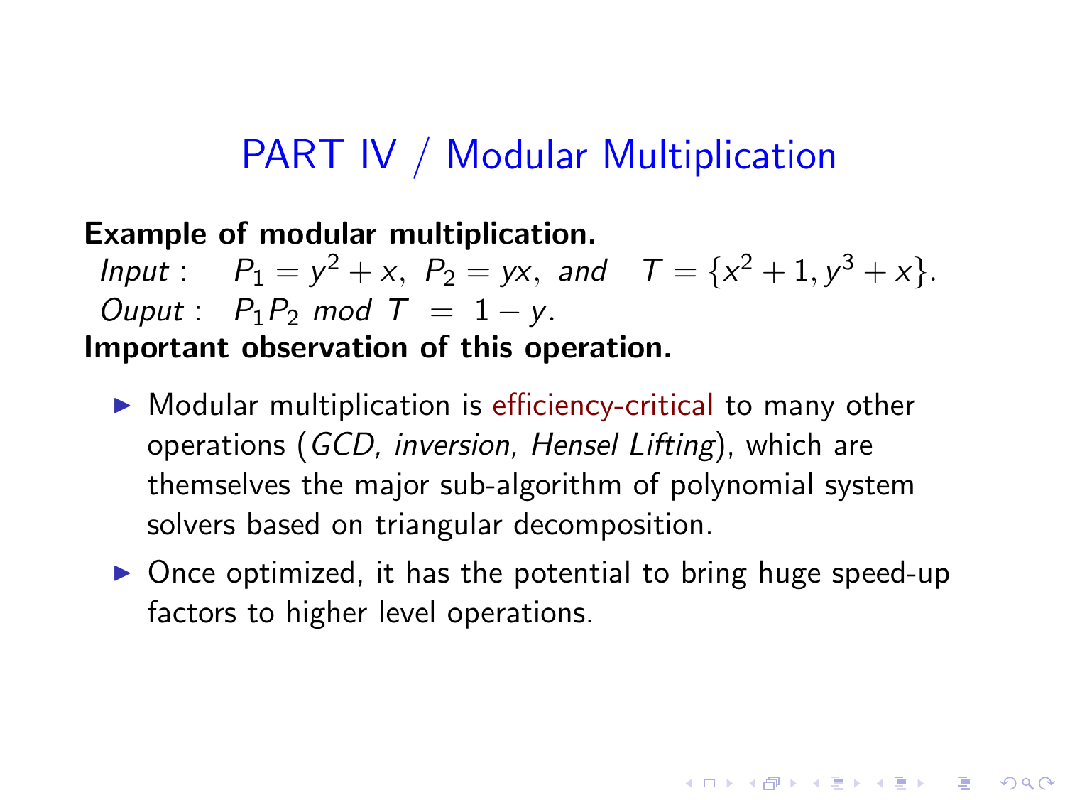# PART IV / Modular Multiplication

**Example of modular multiplication.**

*Input* : $P_1 = y^2 + x,\ P_2 = yx,\ and \quad T = \{x^2 + 1, y^3 + x\}.$

*Ouput* : $P_1 P_2 \ mod \ T \ = \ 1 - y.$

**Important observation of this operation.**

- Modular multiplication is efficiency-critical to many other operations (*GCD, inversion, Hensel Lifting*), which are themselves the major sub-algorithm of polynomial system solvers based on triangular decomposition.
- Once optimized, it has the potential to bring huge speed-up factors to higher level operations.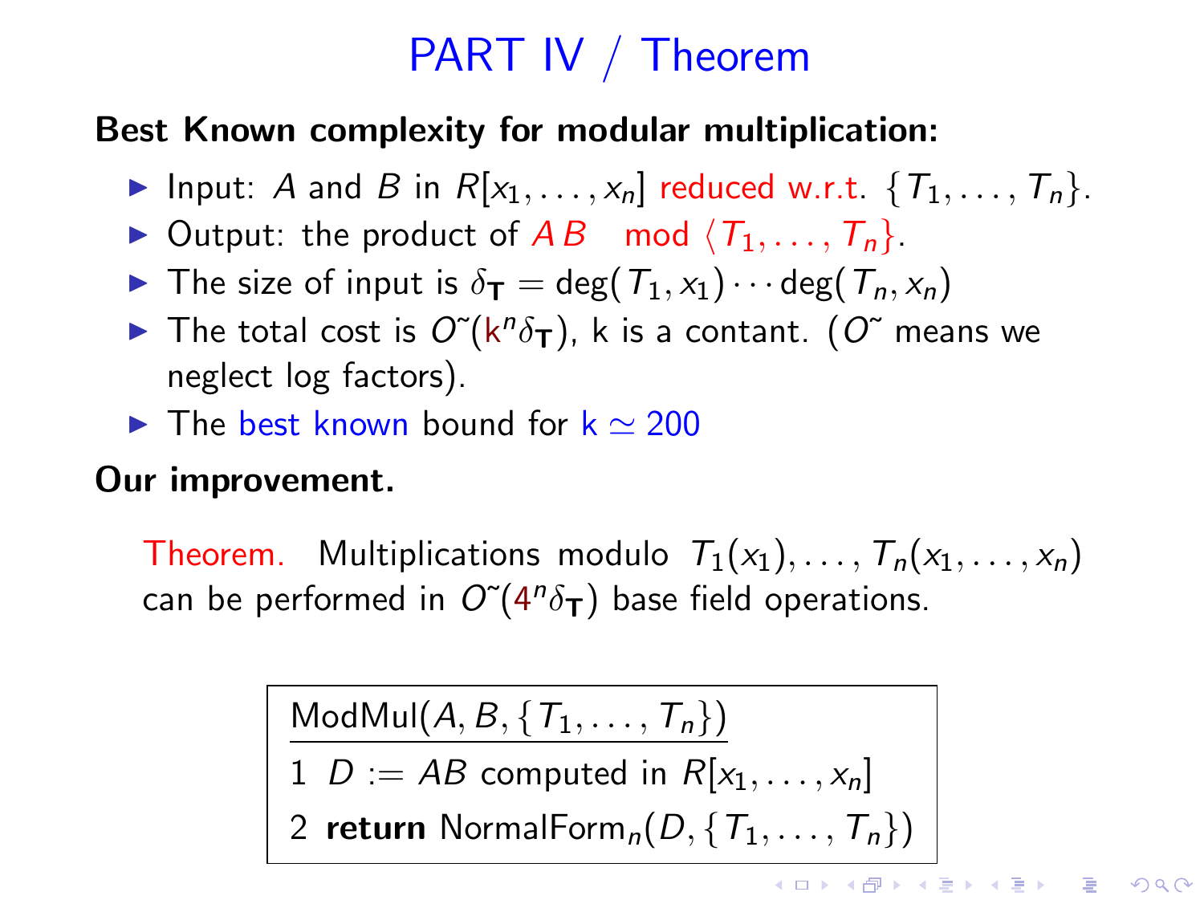# PART IV / Theorem

**Best Known complexity for modular multiplication:**

- Input: $A$ and $B$ in $R[x_1, \ldots, x_n]$ reduced w.r.t. $\{T_1, \ldots, T_n\}$.
- Output: the product of $A\,B \mod \langle T_1, \ldots, T_n \}$.
- The size of input is $\delta_{\mathbf{T}} = \deg(T_1, x_1) \cdots \deg(T_n, x_n)$
- The total cost is $O\tilde{}(\mathrm{k}^n \delta_{\mathbf{T}})$, k is a contant. ($O\tilde{}$ means we neglect log factors).
- The best known bound for $\mathrm{k} \simeq 200$

**Our improvement.**

Theorem. Multiplications modulo $T_1(x_1), \ldots, T_n(x_1, \ldots, x_n)$ can be performed in $O\tilde{}(4^n \delta_{\mathbf{T}})$ base field operations.

```
ModMul(A, B, {T_1, ..., T_n})
1  D := AB computed in R[x_1, ..., x_n]
2  return NormalForm_n(D, {T_1, ..., T_n})
```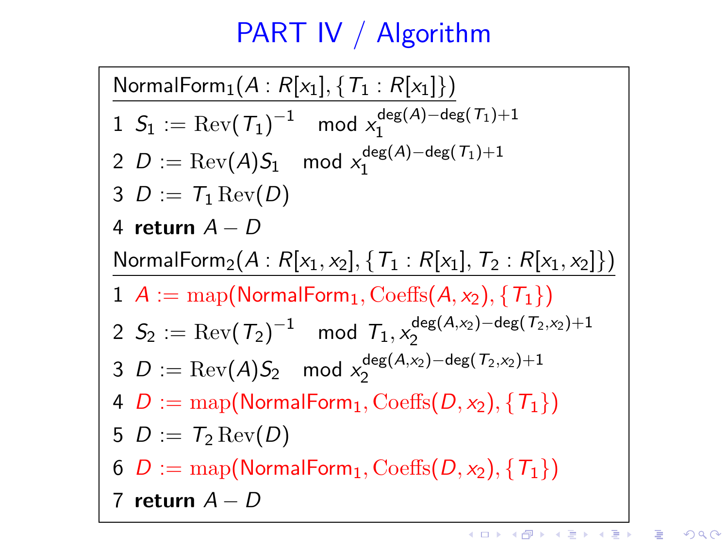# PART IV / Algorithm

$\text{NormalForm}_1(A : R[x_1], \{T_1 : R[x_1]\})$

1 $S_1 := \mathrm{Rev}(T_1)^{-1} \mod x_1^{\deg(A)-\deg(T_1)+1}$

2 $D := \mathrm{Rev}(A) S_1 \mod x_1^{\deg(A)-\deg(T_1)+1}$

3 $D := T_1 \, \mathrm{Rev}(D)$

4 **return** $A - D$

$\text{NormalForm}_2(A : R[x_1, x_2], \{T_1 : R[x_1], T_2 : R[x_1, x_2]\})$

1 $A := \mathrm{map}(\text{NormalForm}_1, \mathrm{Coeffs}(A, x_2), \{T_1\})$

2 $S_2 := \mathrm{Rev}(T_2)^{-1} \mod T_1, x_2^{\deg(A,x_2)-\deg(T_2,x_2)+1}$

3 $D := \mathrm{Rev}(A) S_2 \mod x_2^{\deg(A,x_2)-\deg(T_2,x_2)+1}$

4 $D := \mathrm{map}(\text{NormalForm}_1, \mathrm{Coeffs}(D, x_2), \{T_1\})$

5 $D := T_2 \, \mathrm{Rev}(D)$

6 $D := \mathrm{map}(\text{NormalForm}_1, \mathrm{Coeffs}(D, x_2), \{T_1\})$

7 **return** $A - D$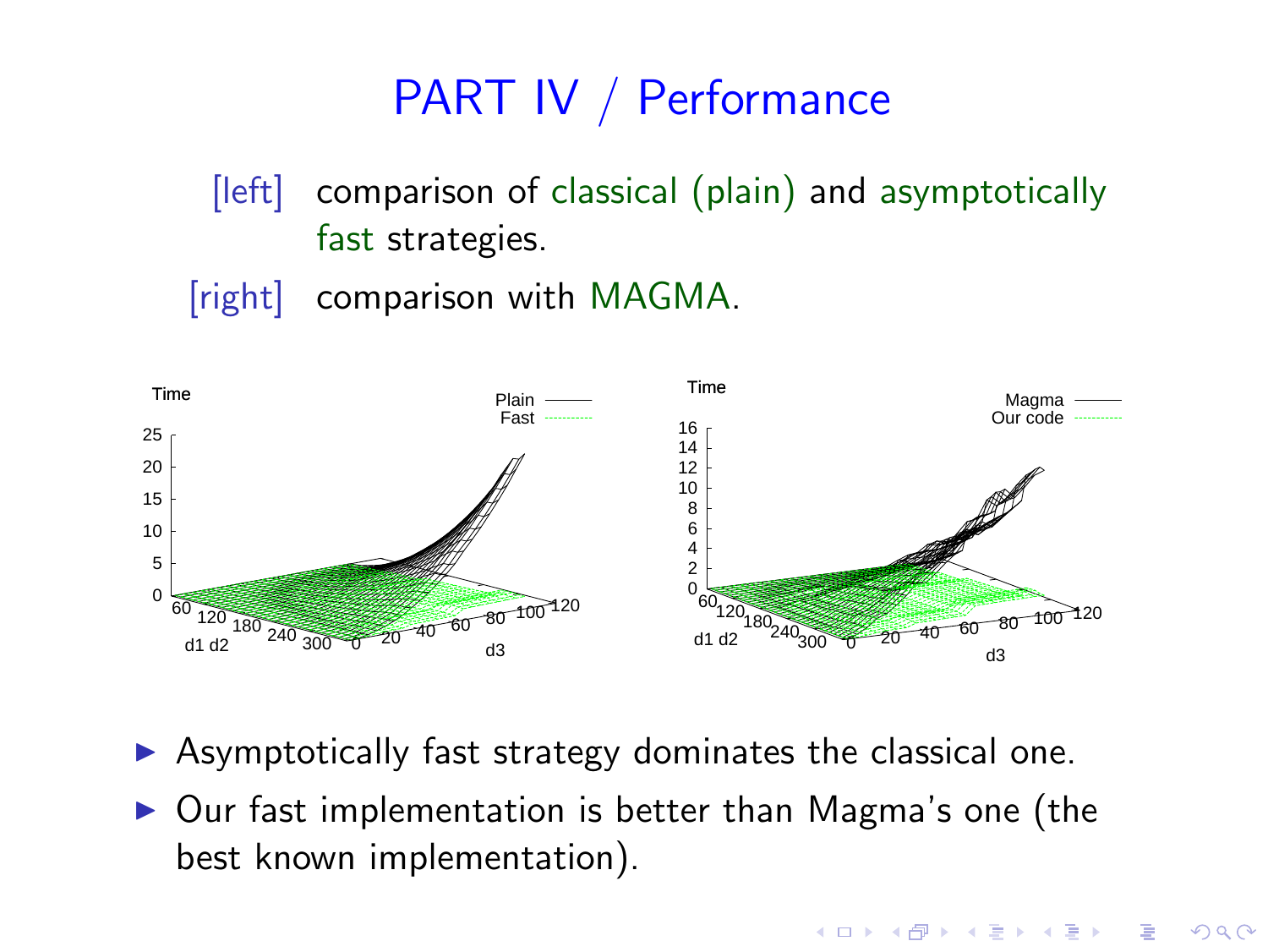# PART IV / Performance

[left] comparison of classical (plain) and asymptotically fast strategies.

[right] comparison with MAGMA.

- Asymptotically fast strategy dominates the classical one.
- Our fast implementation is better than Magma's one (the best known implementation).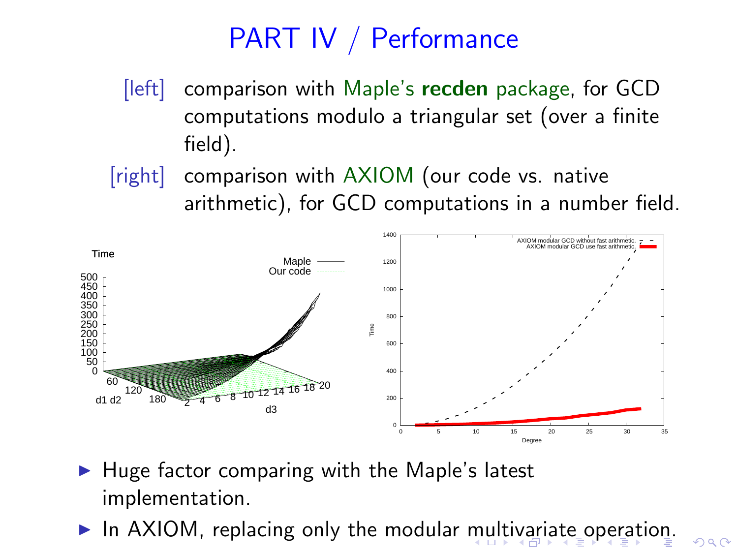# PART IV / Performance

[left] comparison with Maple's **recden** package, for GCD computations modulo a triangular set (over a finite field).

[right] comparison with AXIOM (our code vs. native arithmetic), for GCD computations in a number field.

- Huge factor comparing with the Maple's latest implementation.
- In AXIOM, replacing only the modular multivariate operation.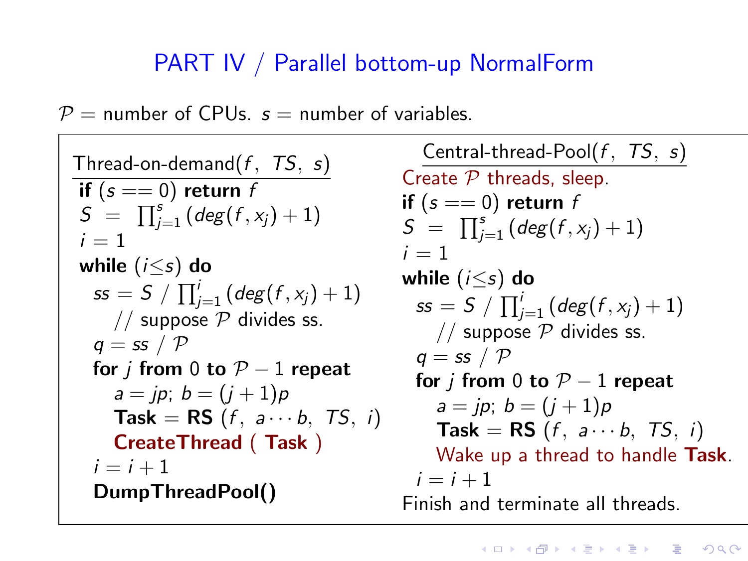# PART IV / Parallel bottom-up NormalForm

$\mathcal{P}$ = number of CPUs. $s$ = number of variables.

**Thread-on-demand($f$, $TS$, $s$)**

```
if (s == 0) return f
S = ∏_{j=1}^{s} (deg(f, x_j) + 1)
i = 1
while (i ≤ s) do
  ss = S / ∏_{j=1}^{i} (deg(f, x_j) + 1)
     // suppose P divides ss.
  q = ss / P
  for j from 0 to P − 1 repeat
     a = jp; b = (j + 1)p
     Task = RS (f, a···b, TS, i)
     CreateThread ( Task )
  i = i + 1
  DumpThreadPool()
```

**Central-thread-Pool($f$, $TS$, $s$)**

```
Create P threads, sleep.
if (s == 0) return f
S = ∏_{j=1}^{s} (deg(f, x_j) + 1)
i = 1
while (i ≤ s) do
  ss = S / ∏_{j=1}^{i} (deg(f, x_j) + 1)
     // suppose P divides ss.
  q = ss / P
  for j from 0 to P − 1 repeat
     a = jp; b = (j + 1)p
     Task = RS (f, a···b, TS, i)
     Wake up a thread to handle Task.
  i = i + 1
Finish and terminate all threads.
```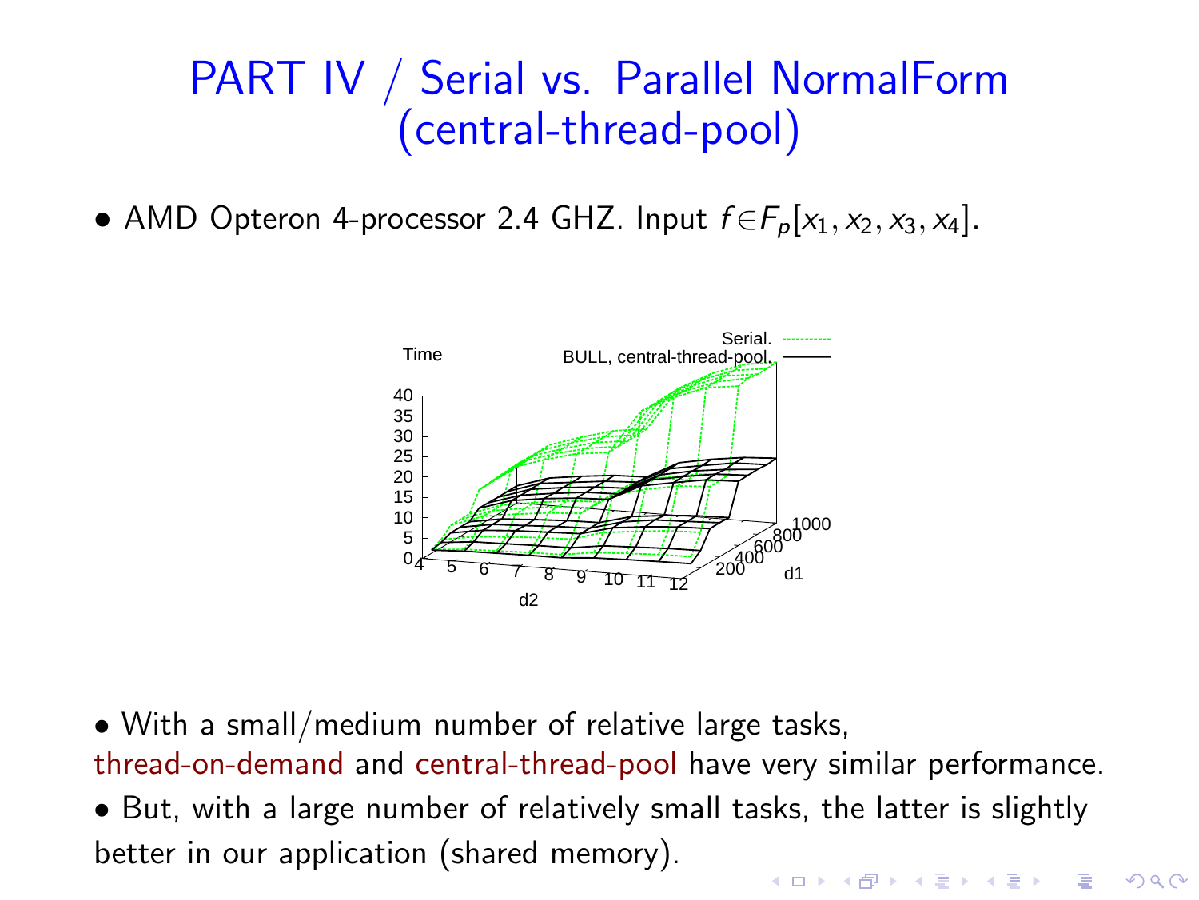# PART IV / Serial vs. Parallel NormalForm (central-thread-pool)

- AMD Opteron 4-processor 2.4 GHZ. Input $f \in F_p[x_1, x_2, x_3, x_4]$.

- With a small/medium number of relative large tasks, thread-on-demand and central-thread-pool have very similar performance.
- But, with a large number of relatively small tasks, the latter is slightly better in our application (shared memory).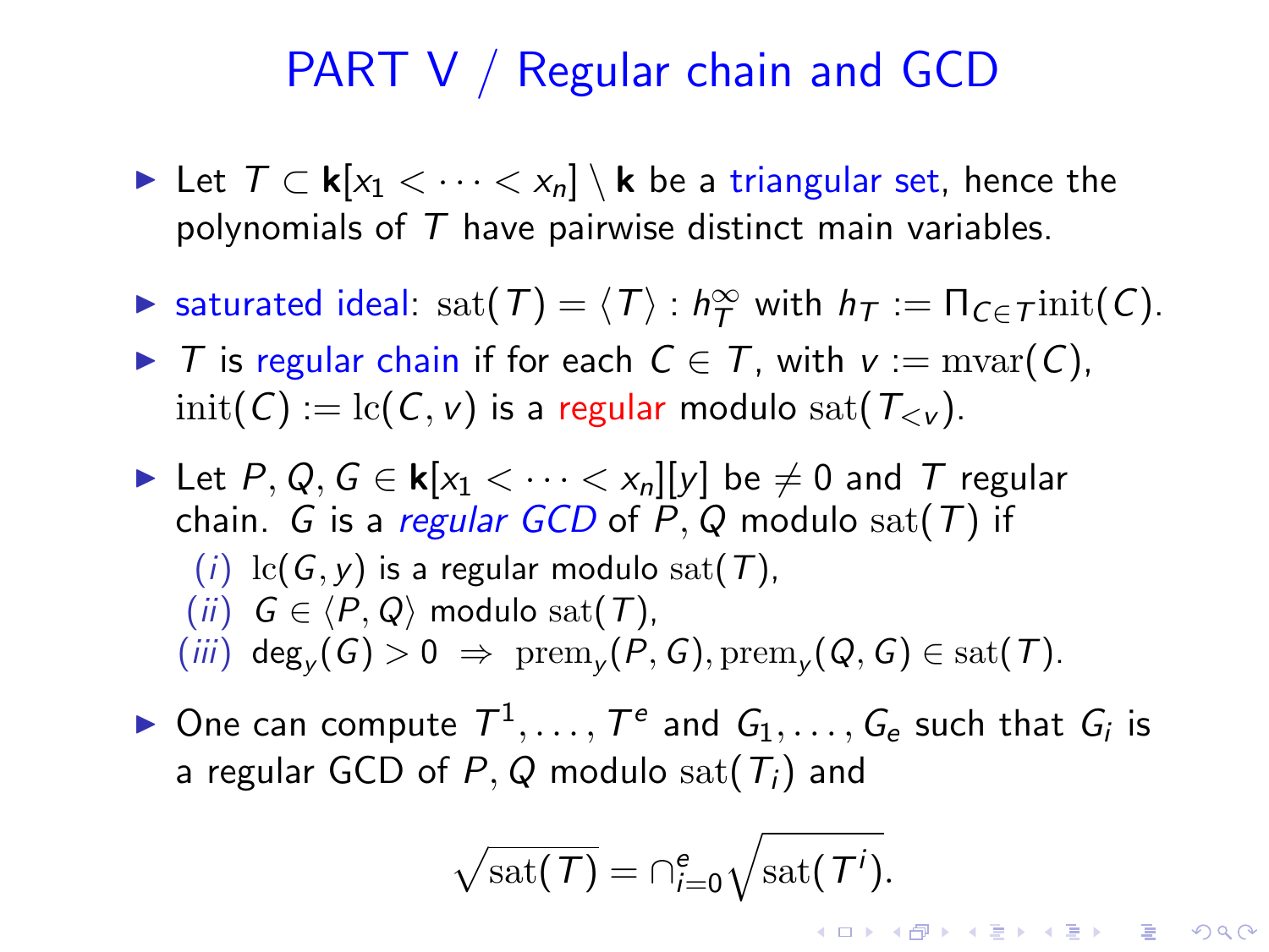# PART V / Regular chain and GCD

- Let $T \subset \mathbf{k}[x_1 < \cdots < x_n] \setminus \mathbf{k}$ be a triangular set, hence the polynomials of $T$ have pairwise distinct main variables.
- saturated ideal: $\mathrm{sat}(T) = \langle T \rangle : h_T^{\infty}$ with $h_T := \Pi_{C \in T} \mathrm{init}(C)$.
- $T$ is regular chain if for each $C \in T$, with $v := \mathrm{mvar}(C)$, $\mathrm{init}(C) := \mathrm{lc}(C, v)$ is a regular modulo $\mathrm{sat}(T_{<v})$.
- Let $P, Q, G \in \mathbf{k}[x_1 < \cdots < x_n][y]$ be $\neq 0$ and $T$ regular chain. $G$ is a *regular GCD* of $P, Q$ modulo $\mathrm{sat}(T)$ if
  - (*i*) $\mathrm{lc}(G, y)$ is a regular modulo $\mathrm{sat}(T)$,
  - (*ii*) $G \in \langle P, Q \rangle$ modulo $\mathrm{sat}(T)$,
  - (*iii*) $\deg_y(G) > 0 \;\Rightarrow\; \mathrm{prem}_y(P, G), \mathrm{prem}_y(Q, G) \in \mathrm{sat}(T)$.
- One can compute $T^1, \ldots, T^e$ and $G_1, \ldots, G_e$ such that $G_i$ is a regular GCD of $P, Q$ modulo $\mathrm{sat}(T_i)$ and

$$\sqrt{\mathrm{sat}(T)} = \cap_{i=0}^{e} \sqrt{\mathrm{sat}(T^i)}.$$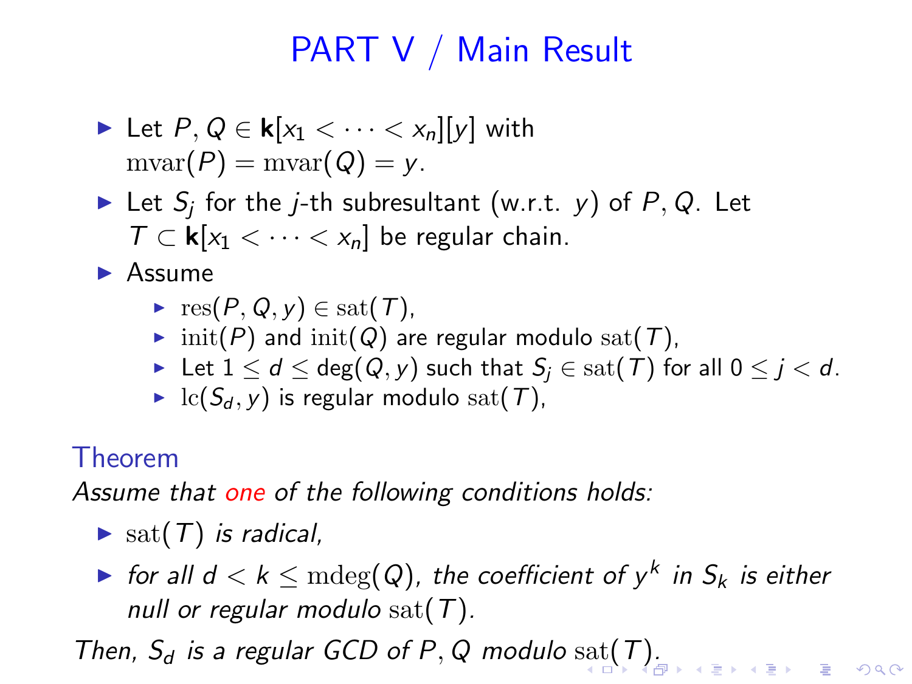# PART V / Main Result

- Let $P, Q \in \mathbf{k}[x_1 < \cdots < x_n][y]$ with $\mathrm{mvar}(P) = \mathrm{mvar}(Q) = y$.
- Let $S_j$ for the $j$-th subresultant (w.r.t. $y$) of $P, Q$. Let $T \subset \mathbf{k}[x_1 < \cdots < x_n]$ be regular chain.
- Assume
  - $\mathrm{res}(P, Q, y) \in \mathrm{sat}(T)$,
  - $\mathrm{init}(P)$ and $\mathrm{init}(Q)$ are regular modulo $\mathrm{sat}(T)$,
  - Let $1 \leq d \leq \deg(Q, y)$ such that $S_j \in \mathrm{sat}(T)$ for all $0 \leq j < d$.
  - $\mathrm{lc}(S_d, y)$ is regular modulo $\mathrm{sat}(T)$,

### Theorem

*Assume that one of the following conditions holds:*

- $\mathrm{sat}(T)$ *is radical,*
- *for all* $d < k \leq \mathrm{mdeg}(Q)$*, the coefficient of* $y^k$ *in* $S_k$ *is either null or regular modulo* $\mathrm{sat}(T)$*.*

*Then,* $S_d$ *is a regular GCD of* $P, Q$ *modulo* $\mathrm{sat}(T)$*.*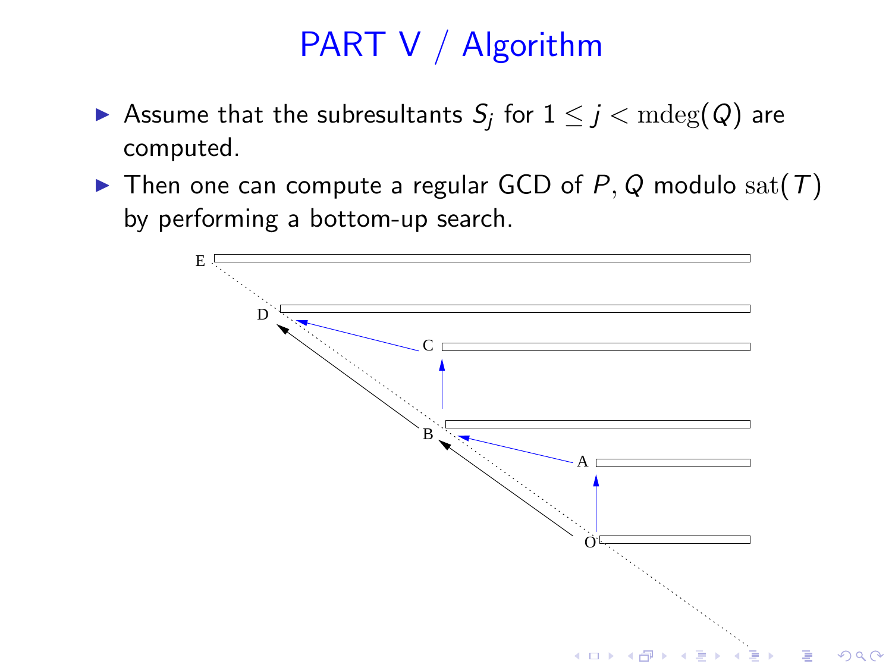# PART V / Algorithm

- Assume that the subresultants $S_j$ for $1 \leq j < \mathrm{mdeg}(Q)$ are computed.
- Then one can compute a regular GCD of $P, Q$ modulo $\mathrm{sat}(T)$ by performing a bottom-up search.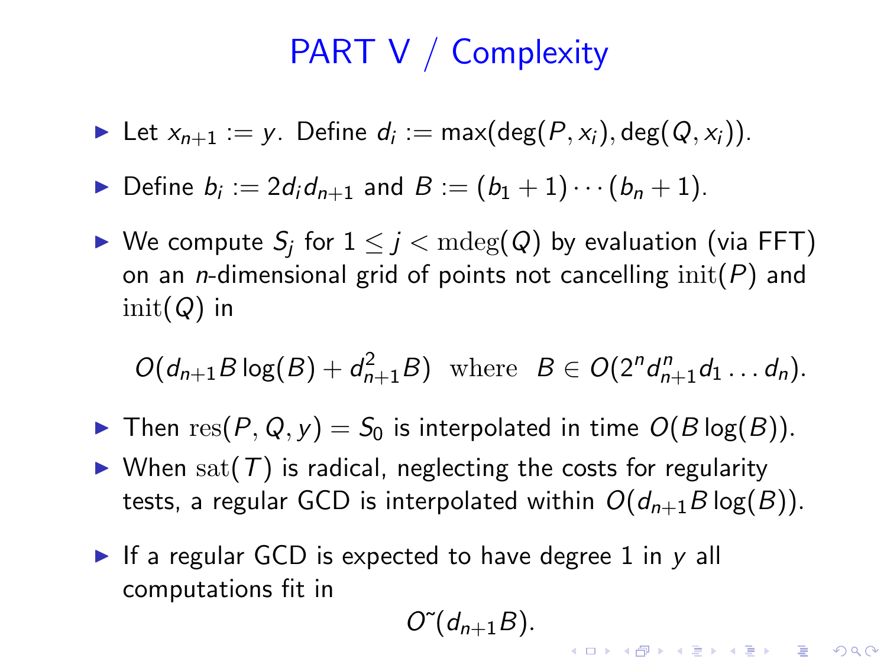# PART V / Complexity

- Let $x_{n+1} := y$. Define $d_i := \max(\deg(P, x_i), \deg(Q, x_i))$.
- Define $b_i := 2 d_i d_{n+1}$ and $B := (b_1 + 1) \cdots (b_n + 1)$.
- We compute $S_j$ for $1 \leq j < \mathrm{mdeg}(Q)$ by evaluation (via FFT) on an $n$-dimensional grid of points not cancelling $\mathrm{init}(P)$ and $\mathrm{init}(Q)$ in

$$O(d_{n+1} B \log(B) + d_{n+1}^2 B) \quad \text{where} \quad B \in O(2^n d_{n+1}^n d_1 \ldots d_n).$$

- Then $\mathrm{res}(P, Q, y) = S_0$ is interpolated in time $O(B \log(B))$.
- When $\mathrm{sat}(T)$ is radical, neglecting the costs for regularity tests, a regular GCD is interpolated within $O(d_{n+1} B \log(B))$.
- If a regular GCD is expected to have degree 1 in $y$ all computations fit in

$$O\tilde{\ }(d_{n+1} B).$$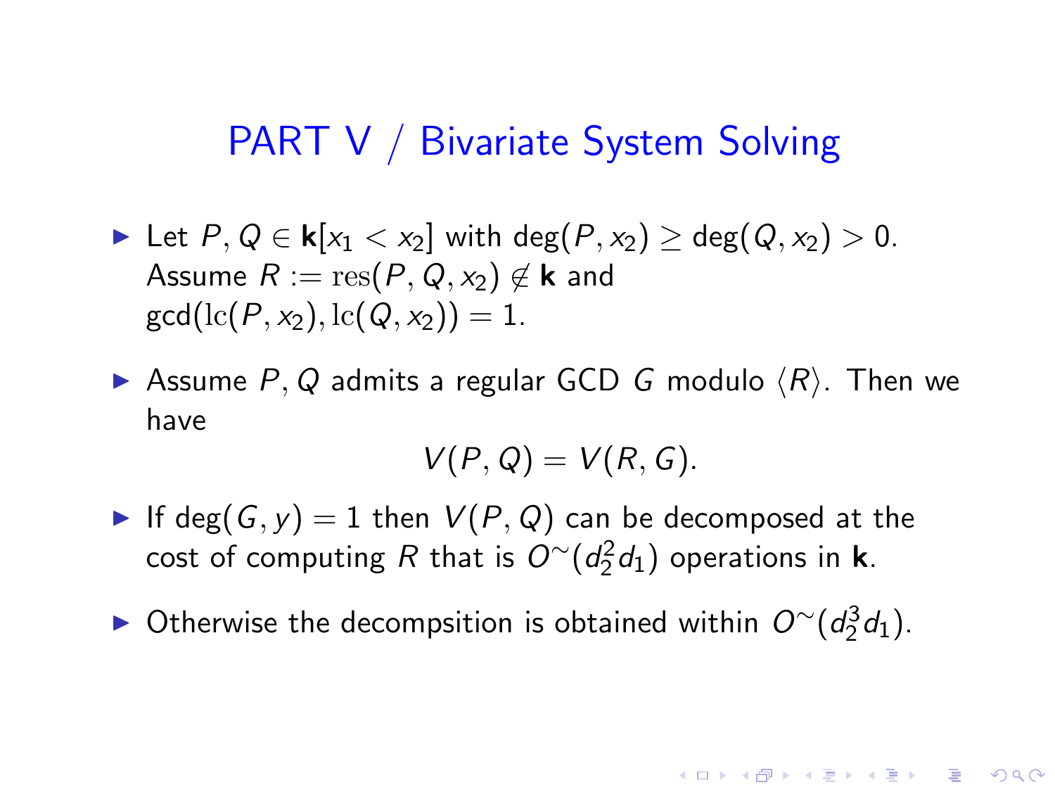# PART V / Bivariate System Solving

- Let $P, Q \in \mathbf{k}[x_1 < x_2]$ with $\deg(P, x_2) \geq \deg(Q, x_2) > 0$. Assume $R := \mathrm{res}(P, Q, x_2) \notin \mathbf{k}$ and $\gcd(\mathrm{lc}(P, x_2), \mathrm{lc}(Q, x_2)) = 1$.
- Assume $P, Q$ admits a regular GCD $G$ modulo $\langle R \rangle$. Then we have
$$V(P, Q) = V(R, G).$$
- If $\deg(G, y) = 1$ then $V(P, Q)$ can be decomposed at the cost of computing $R$ that is $O^{\sim}(d_2^2 d_1)$ operations in $\mathbf{k}$.
- Otherwise the decompsition is obtained within $O^{\sim}(d_2^3 d_1)$.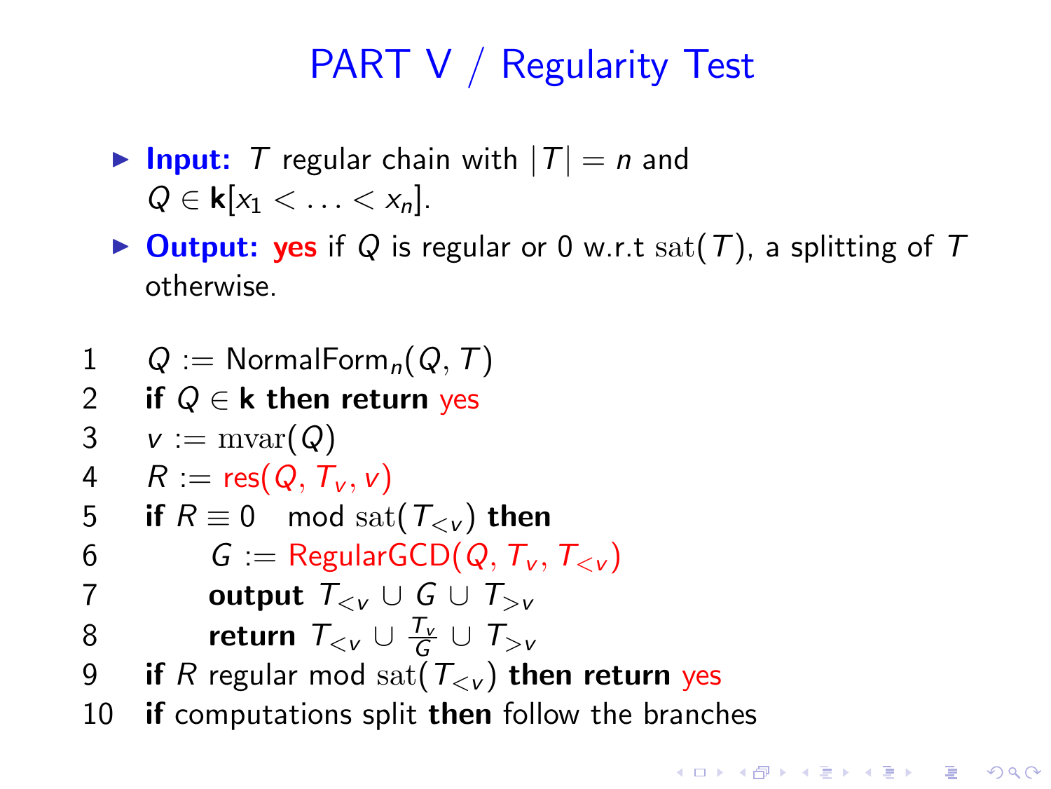# PART V / Regularity Test

- **Input:** $T$ regular chain with $|T| = n$ and $Q \in \mathbf{k}[x_1 < \ldots < x_n]$.
- **Output:** **yes** if $Q$ is regular or 0 w.r.t $\mathrm{sat}(T)$, a splitting of $T$ otherwise.

```
1    Q := NormalForm_n(Q, T)
2    if Q ∈ k then return yes
3    v := mvar(Q)
4    R := res(Q, T_v, v)
5    if R ≡ 0  mod sat(T_<v) then
6         G := RegularGCD(Q, T_v, T_<v)
7         output T_<v ∪ G ∪ T_>v
8         return T_<v ∪ T_v/G ∪ T_>v
9    if R regular mod sat(T_<v) then return yes
10   if computations split then follow the branches
```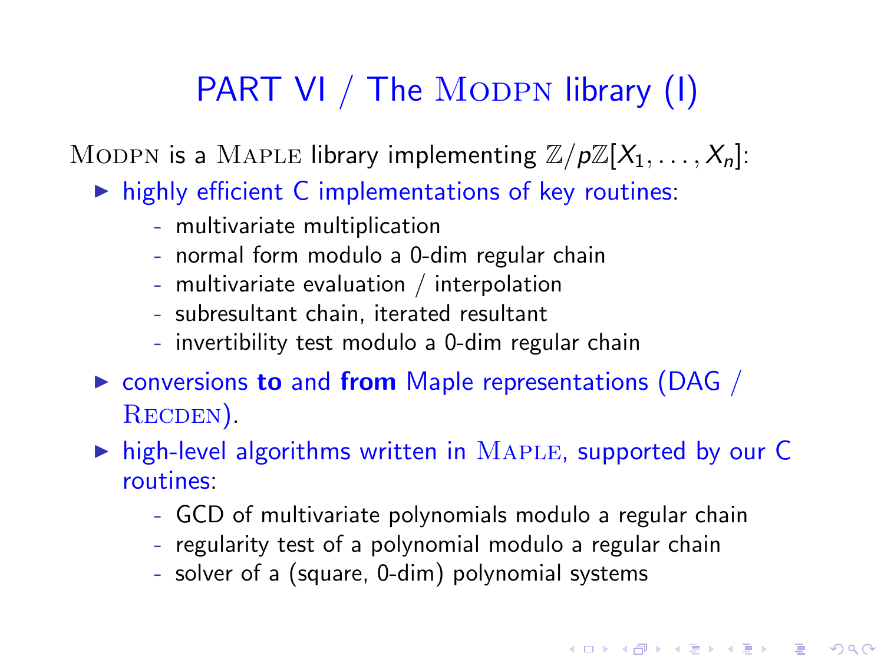# PART VI / The MODPN library (I)

MODPN is a MAPLE library implementing $\mathbb{Z}/p\mathbb{Z}[X_1, \ldots, X_n]$:

- highly efficient C implementations of key routines:
  - multivariate multiplication
  - normal form modulo a 0-dim regular chain
  - multivariate evaluation / interpolation
  - subresultant chain, iterated resultant
  - invertibility test modulo a 0-dim regular chain
- conversions **to** and **from** Maple representations (DAG / RECDEN).
- high-level algorithms written in MAPLE, supported by our C routines:
  - GCD of multivariate polynomials modulo a regular chain
  - regularity test of a polynomial modulo a regular chain
  - solver of a (square, 0-dim) polynomial systems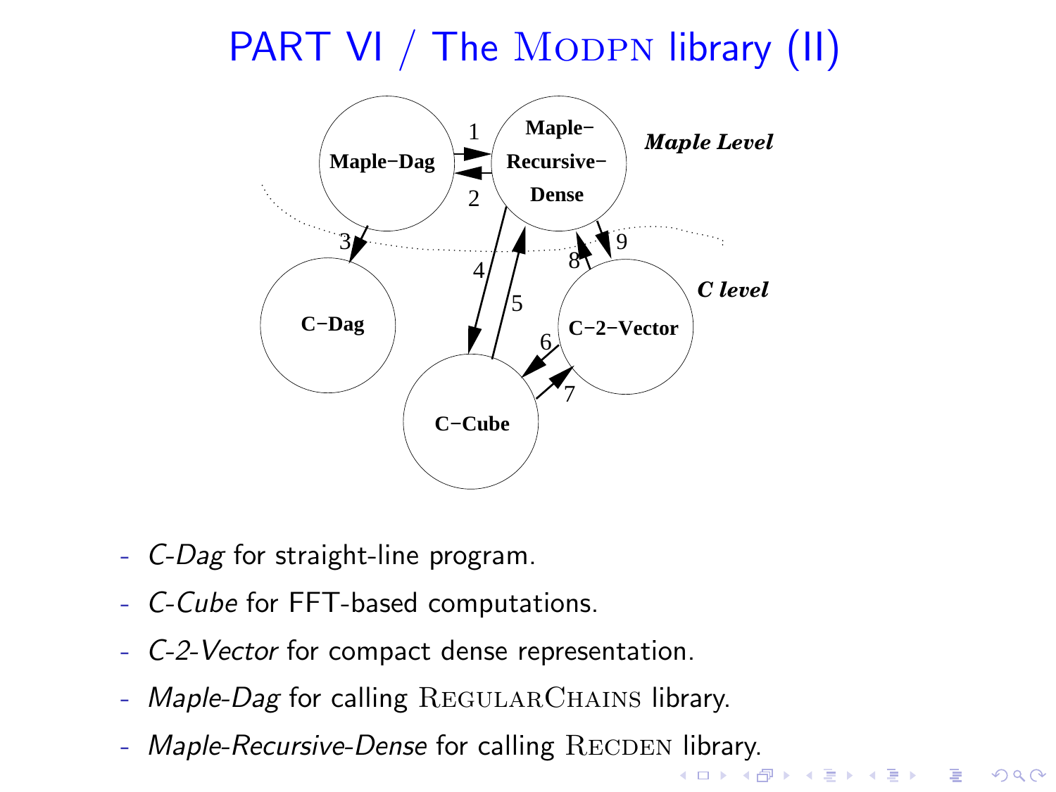# PART VI / The MODPN library (II)

- *C-Dag* for straight-line program.
- *C-Cube* for FFT-based computations.
- *C-2-Vector* for compact dense representation.
- *Maple-Dag* for calling REGULARCHAINS library.
- *Maple-Recursive-Dense* for calling RECDEN library.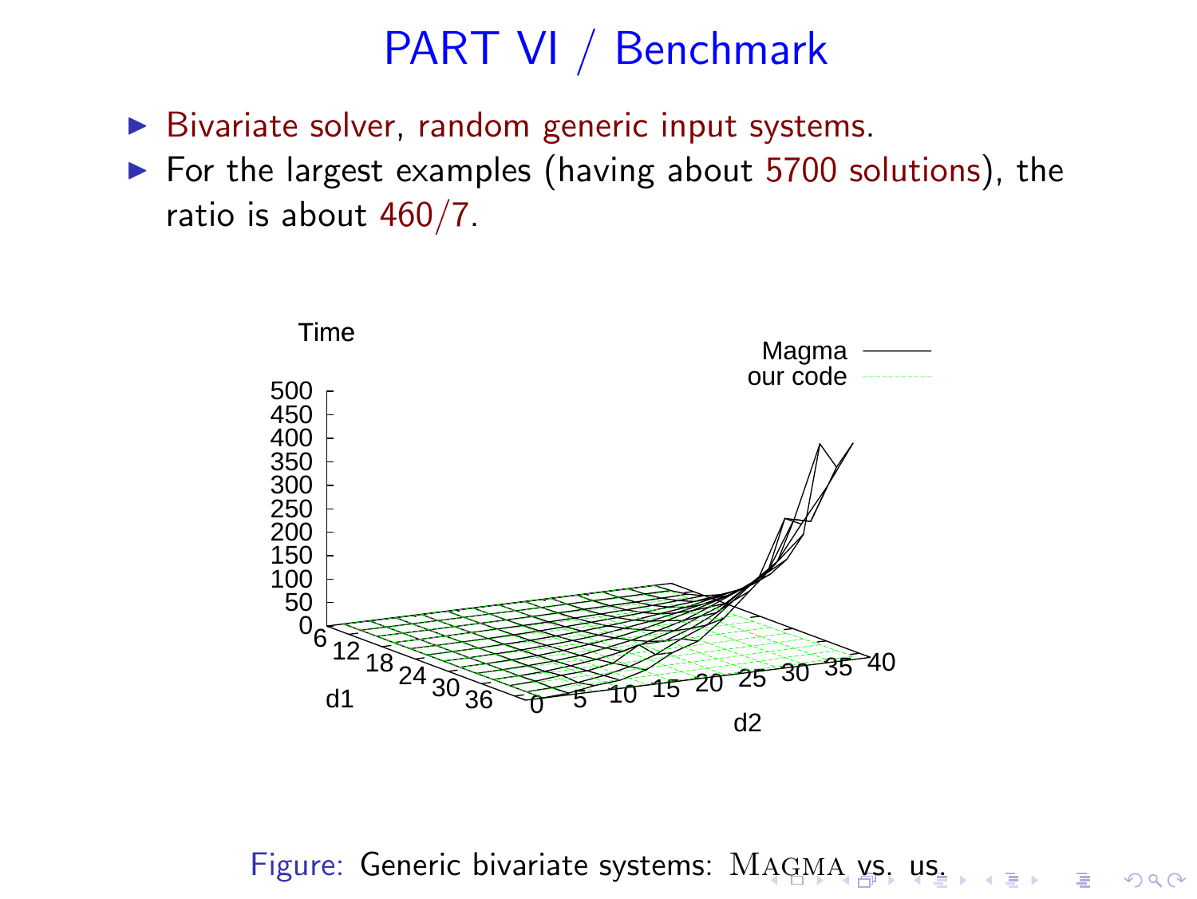# PART VI / Benchmark

- Bivariate solver, random generic input systems.
- For the largest examples (having about 5700 solutions), the ratio is about 460/7.

Figure: Generic bivariate systems: MAGMA vs. us.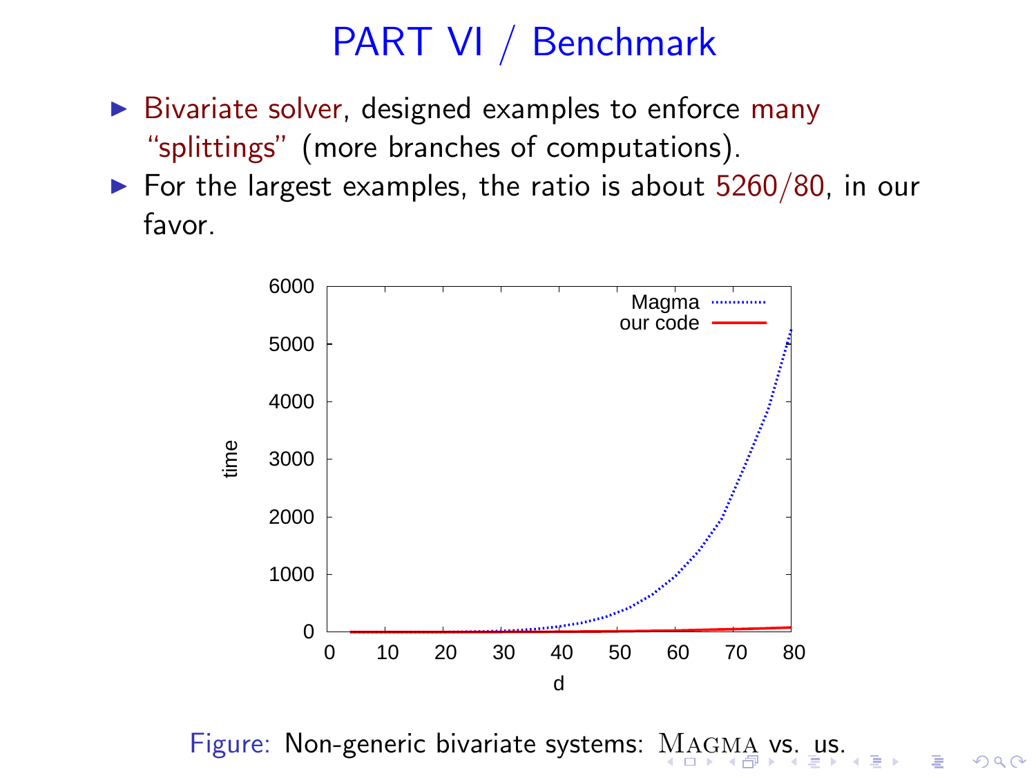# PART VI / Benchmark

- Bivariate solver, designed examples to enforce many "splittings" (more branches of computations).
- For the largest examples, the ratio is about 5260/80, in our favor.

Figure: Non-generic bivariate systems: MAGMA vs. us.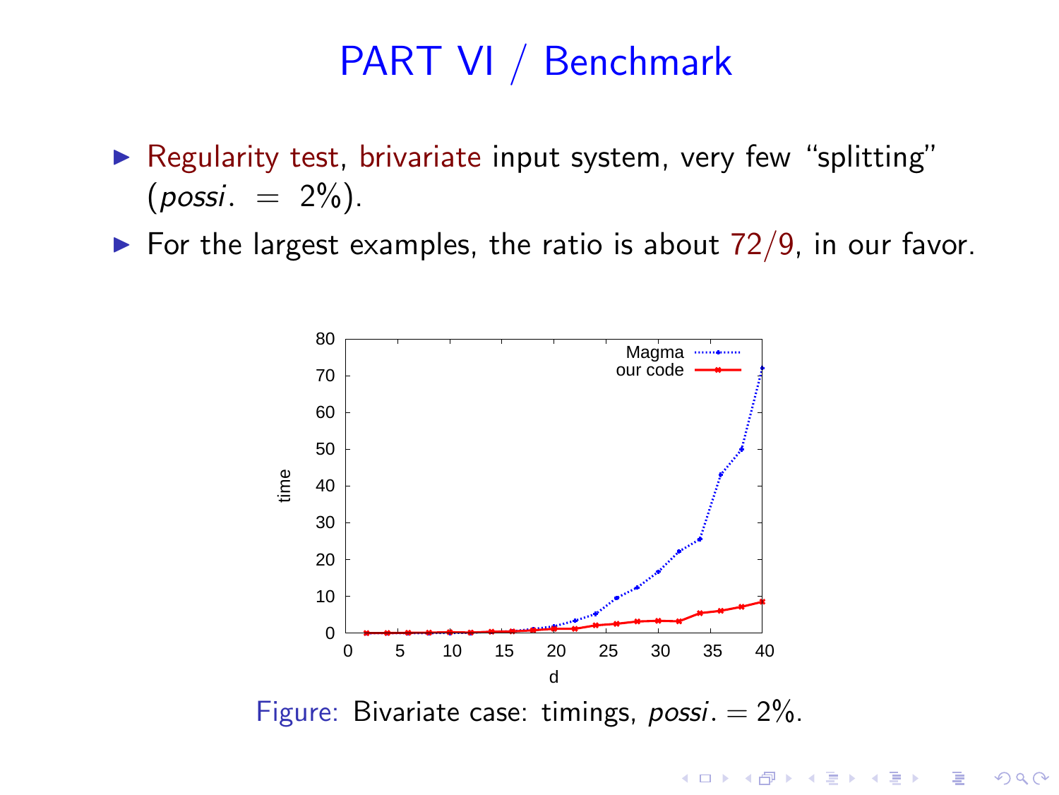# PART VI / Benchmark

- Regularity test, brivariate input system, very few "splitting" (*possi*. = 2%).
- For the largest examples, the ratio is about 72/9, in our favor.

Figure: Bivariate case: timings, *possi*. = 2%.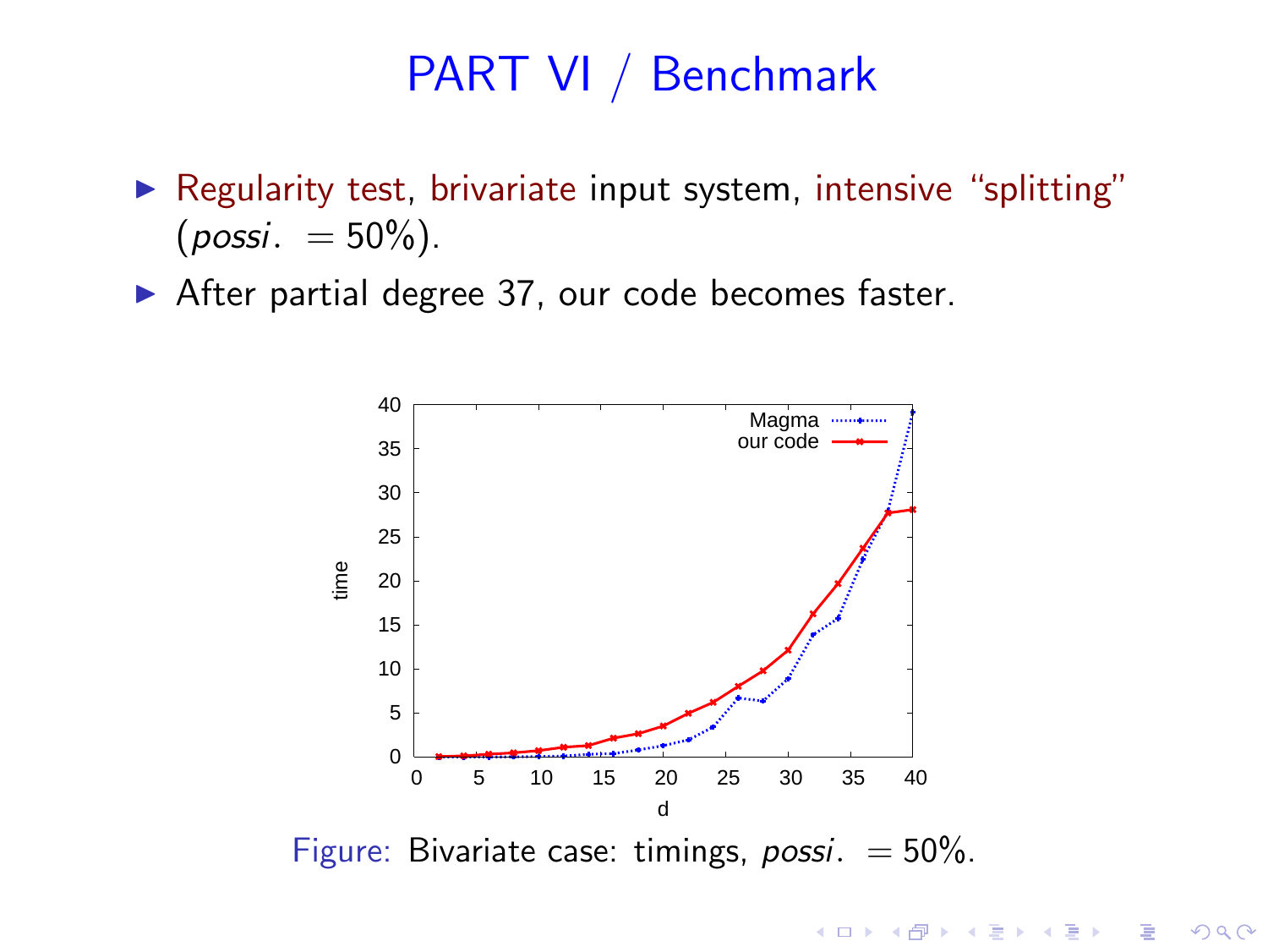# PART VI / Benchmark

- Regularity test, brivariate input system, intensive “splitting” (*possi*. $= 50\%$).
- After partial degree 37, our code becomes faster.

Figure: Bivariate case: timings, *possi*. $= 50\%$.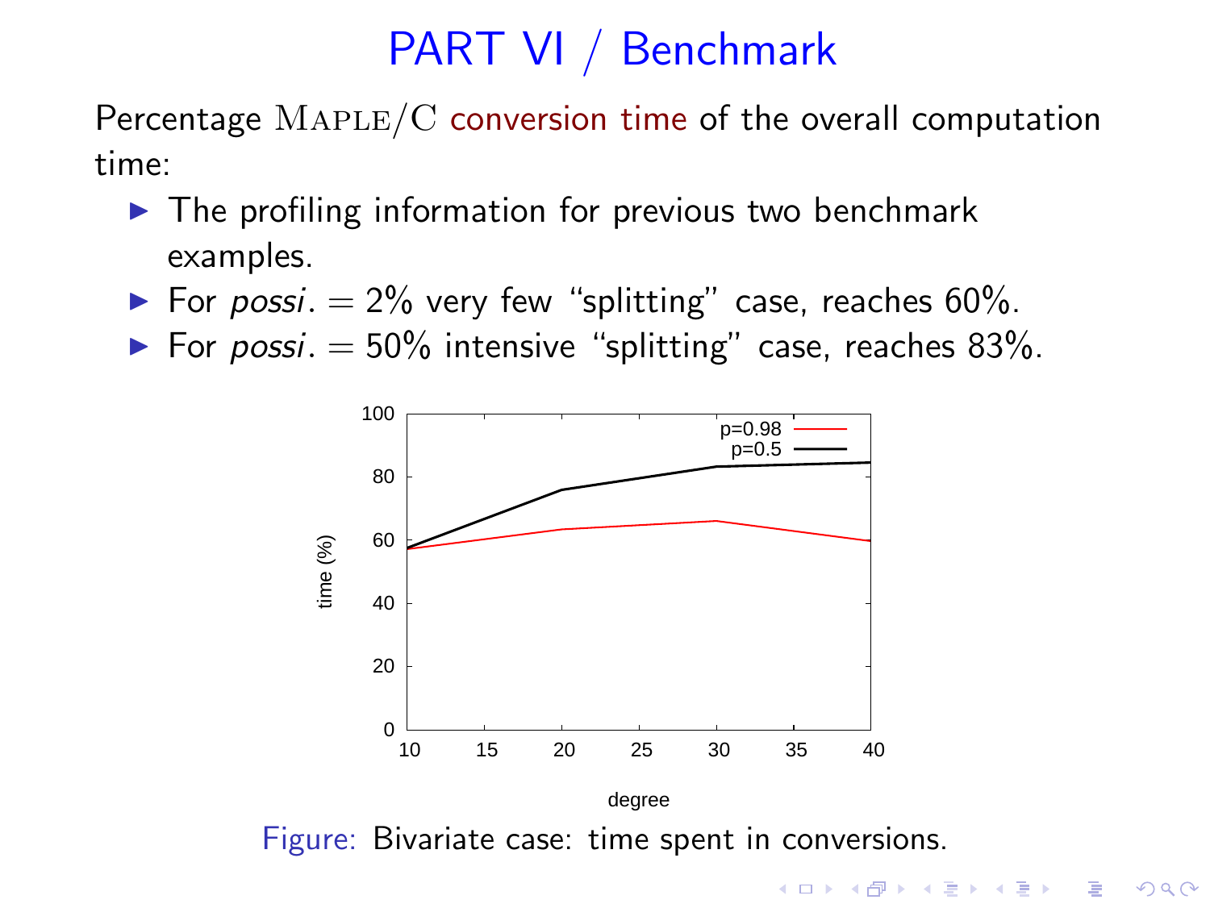# PART VI / Benchmark

Percentage MAPLE/C conversion time of the overall computation time:

- The profiling information for previous two benchmark examples.
- For *possi*. = 2% very few "splitting" case, reaches 60%.
- For *possi*. = 50% intensive "splitting" case, reaches 83%.

Figure: Bivariate case: time spent in conversions.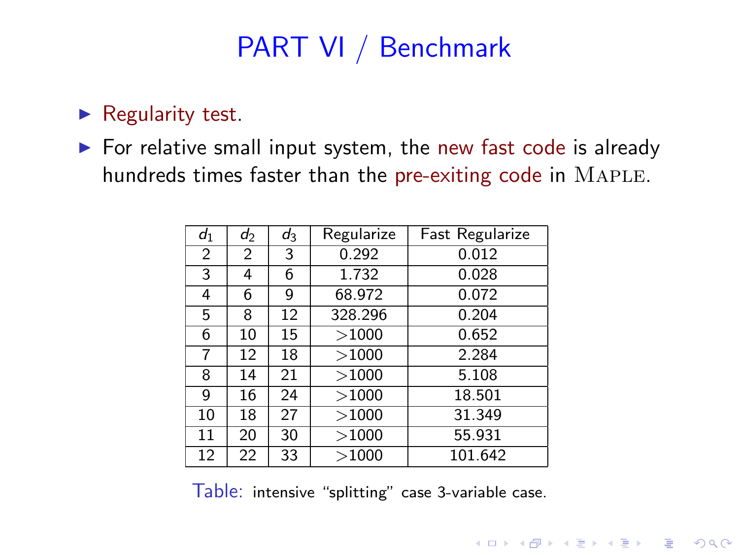# PART VI / Benchmark

- Regularity test.
- For relative small input system, the new fast code is already hundreds times faster than the pre-exiting code in MAPLE.

| $d_1$ | $d_2$ | $d_3$ | Regularize | Fast Regularize |
|---|---|---|---|---|
| 2 | 2 | 3 | 0.292 | 0.012 |
| 3 | 4 | 6 | 1.732 | 0.028 |
| 4 | 6 | 9 | 68.972 | 0.072 |
| 5 | 8 | 12 | 328.296 | 0.204 |
| 6 | 10 | 15 | >1000 | 0.652 |
| 7 | 12 | 18 | >1000 | 2.284 |
| 8 | 14 | 21 | >1000 | 5.108 |
| 9 | 16 | 24 | >1000 | 18.501 |
| 10 | 18 | 27 | >1000 | 31.349 |
| 11 | 20 | 30 | >1000 | 55.931 |
| 12 | 22 | 33 | >1000 | 101.642 |

Table: intensive "splitting" case 3-variable case.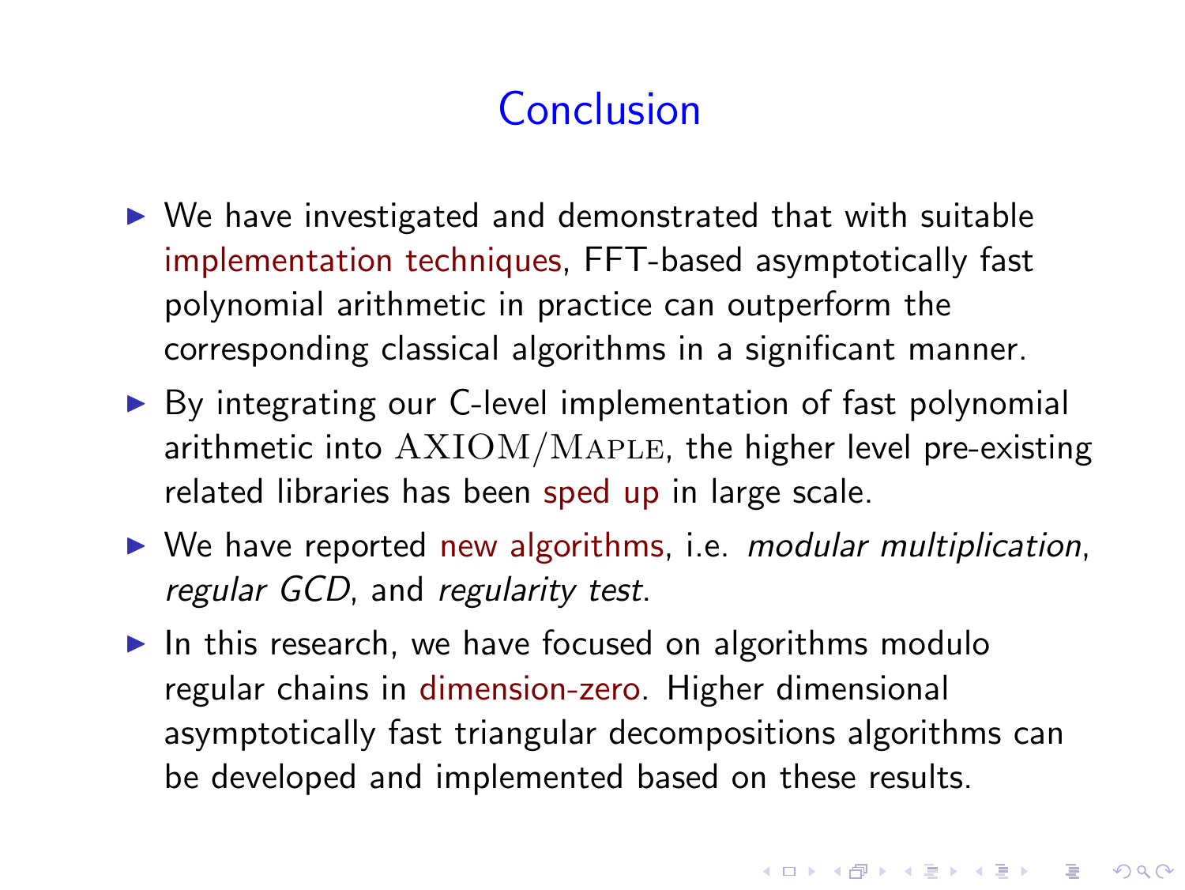# Conclusion

- We have investigated and demonstrated that with suitable implementation techniques, FFT-based asymptotically fast polynomial arithmetic in practice can outperform the corresponding classical algorithms in a significant manner.
- By integrating our C-level implementation of fast polynomial arithmetic into AXIOM/MAPLE, the higher level pre-existing related libraries has been sped up in large scale.
- We have reported new algorithms, i.e. *modular multiplication*, *regular GCD*, and *regularity test*.
- In this research, we have focused on algorithms modulo regular chains in dimension-zero. Higher dimensional asymptotically fast triangular decompositions algorithms can be developed and implemented based on these results.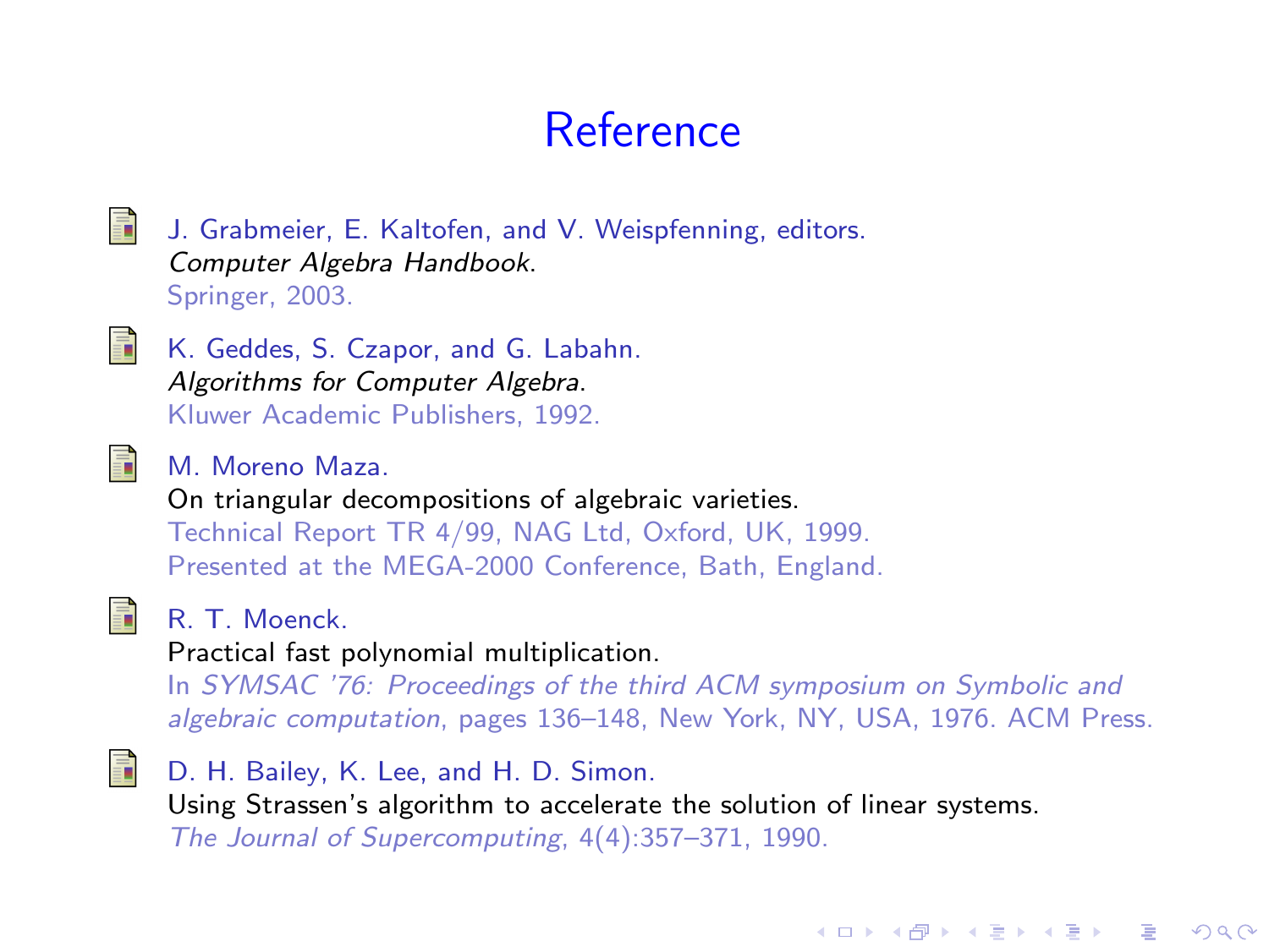# Reference

- J. Grabmeier, E. Kaltofen, and V. Weispfenning, editors.
  *Computer Algebra Handbook*.
  Springer, 2003.

- K. Geddes, S. Czapor, and G. Labahn.
  *Algorithms for Computer Algebra*.
  Kluwer Academic Publishers, 1992.

- M. Moreno Maza.
  On triangular decompositions of algebraic varieties.
  Technical Report TR 4/99, NAG Ltd, Oxford, UK, 1999.
  Presented at the MEGA-2000 Conference, Bath, England.

- R. T. Moenck.
  Practical fast polynomial multiplication.
  In *SYMSAC '76: Proceedings of the third ACM symposium on Symbolic and algebraic computation*, pages 136–148, New York, NY, USA, 1976. ACM Press.

- D. H. Bailey, K. Lee, and H. D. Simon.
  Using Strassen's algorithm to accelerate the solution of linear systems.
  *The Journal of Supercomputing*, 4(4):357–371, 1990.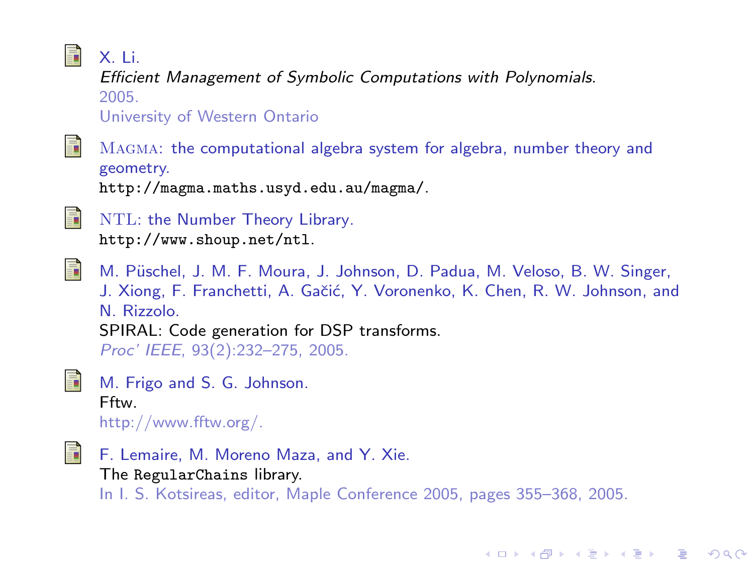X. Li.
*Efficient Management of Symbolic Computations with Polynomials*.
2005.
University of Western Ontario

MAGMA: the computational algebra system for algebra, number theory and geometry.
`http://magma.maths.usyd.edu.au/magma/`.

NTL: the Number Theory Library.
`http://www.shoup.net/ntl`.

M. Püschel, J. M. F. Moura, J. Johnson, D. Padua, M. Veloso, B. W. Singer, J. Xiong, F. Franchetti, A. Gačić, Y. Voronenko, K. Chen, R. W. Johnson, and N. Rizzolo.
SPIRAL: Code generation for DSP transforms.
*Proc' IEEE*, 93(2):232–275, 2005.

M. Frigo and S. G. Johnson.
Fftw.
http://www.fftw.org/.

F. Lemaire, M. Moreno Maza, and Y. Xie.
The `RegularChains` library.
In I. S. Kotsireas, editor, Maple Conference 2005, pages 355–368, 2005.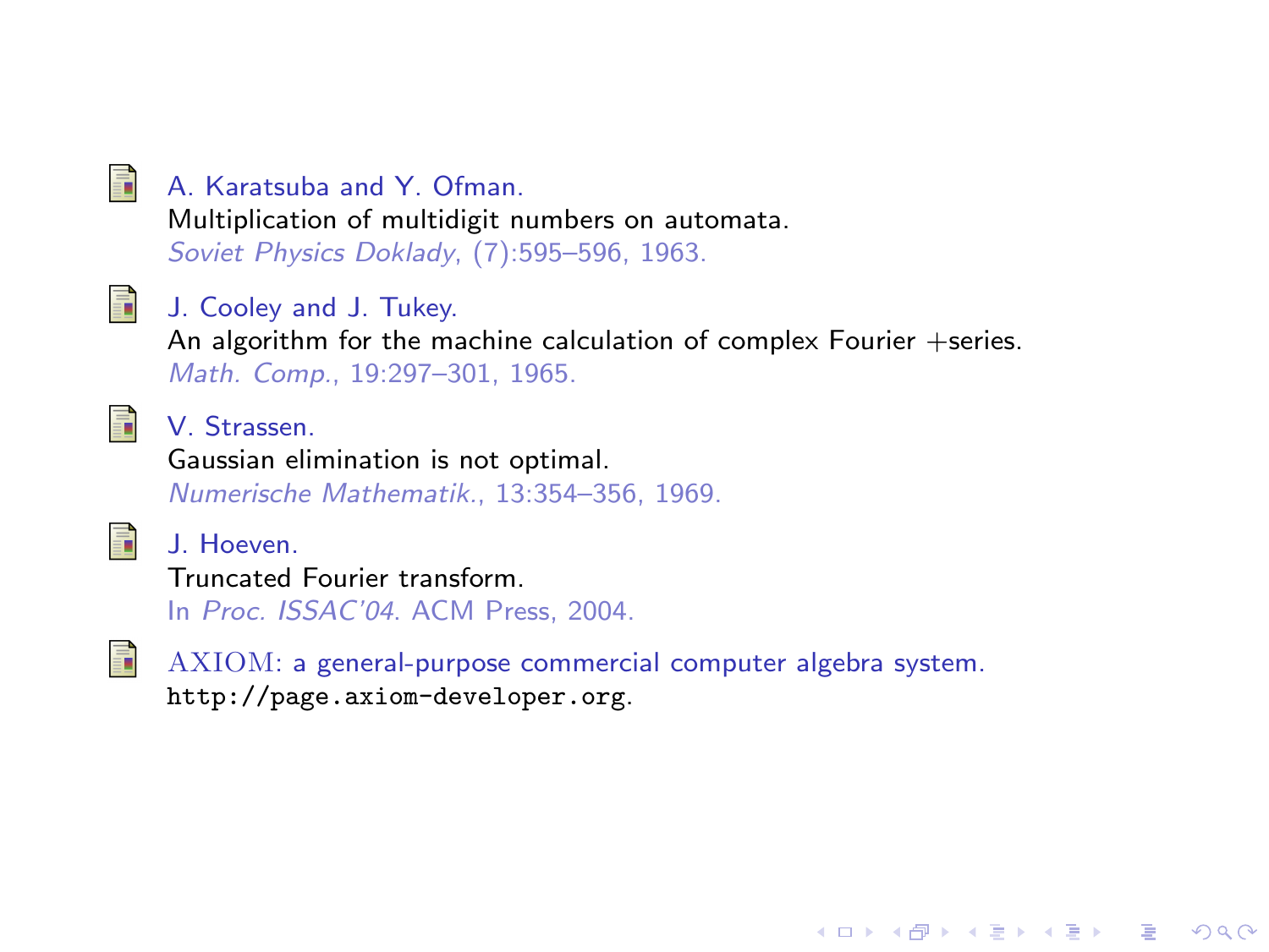- A. Karatsuba and Y. Ofman.
  Multiplication of multidigit numbers on automata.
  *Soviet Physics Doklady*, (7):595–596, 1963.

- J. Cooley and J. Tukey.
  An algorithm for the machine calculation of complex Fourier +series.
  *Math. Comp.*, 19:297–301, 1965.

- V. Strassen.
  Gaussian elimination is not optimal.
  *Numerische Mathematik.*, 13:354–356, 1969.

- J. Hoeven.
  Truncated Fourier transform.
  In *Proc. ISSAC'04*. ACM Press, 2004.

- AXIOM: a general-purpose commercial computer algebra system.
  `http://page.axiom-developer.org`.